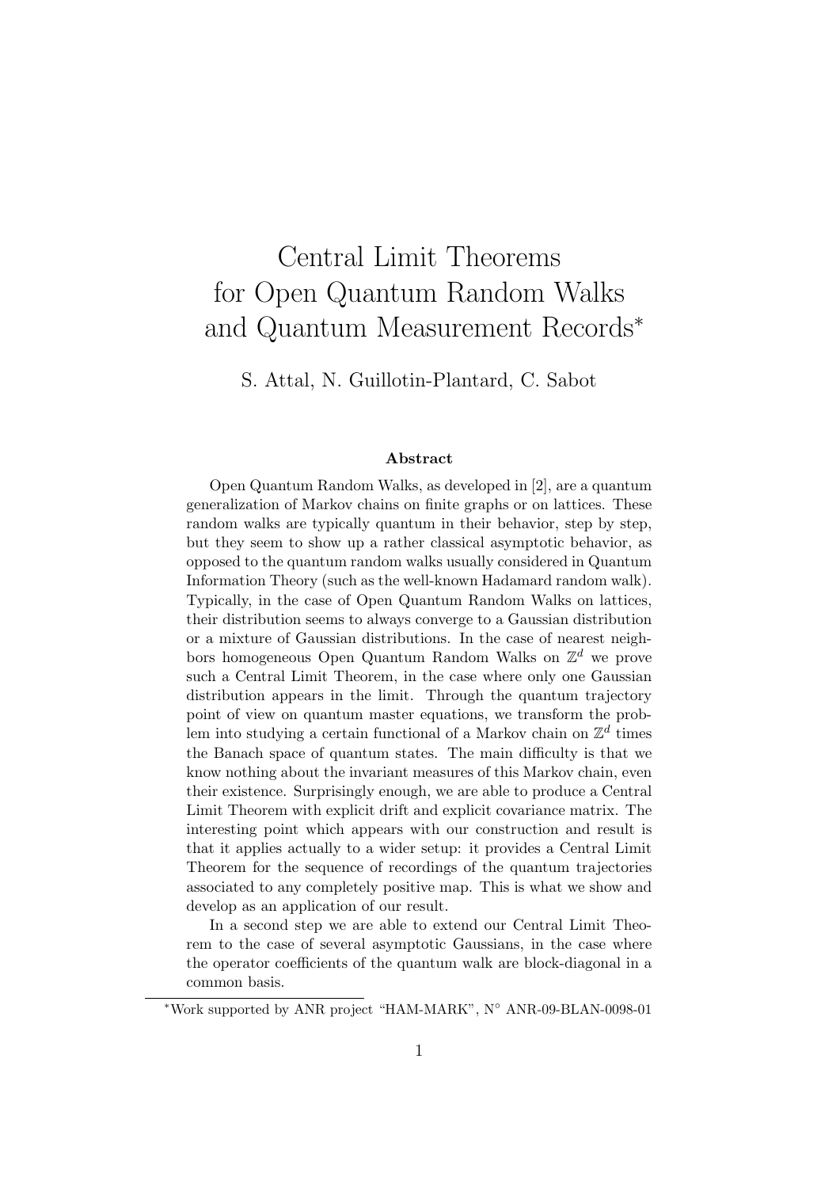# Central Limit Theorems for Open Quantum Random Walks and Quantum Measurement Records*

S. Attal, N. Guillotin-Plantard, C. Sabot

### Abstract

Open Quantum Random Walks, as developed in [2], are a quantum generalization of Markov chains on finite graphs or on lattices. These random walks are typically quantum in their behavior, step by step, but they seem to show up a rather classical asymptotic behavior, as opposed to the quantum random walks usually considered in Quantum Information Theory (such as the well-known Hadamard random walk). Typically, in the case of Open Quantum Random Walks on lattices, their distribution seems to always converge to a Gaussian distribution or a mixture of Gaussian distributions. In the case of nearest neighbors homogeneous Open Quantum Random Walks on $\mathbb{Z}^d$ we prove such a Central Limit Theorem, in the case where only one Gaussian distribution appears in the limit. Through the quantum trajectory point of view on quantum master equations, we transform the problem into studying a certain functional of a Markov chain on $\mathbb{Z}^d$ times the Banach space of quantum states. The main difficulty is that we know nothing about the invariant measures of this Markov chain, even their existence. Surprisingly enough, we are able to produce a Central Limit Theorem with explicit drift and explicit covariance matrix. The interesting point which appears with our construction and result is that it applies actually to a wider setup: it provides a Central Limit Theorem for the sequence of recordings of the quantum trajectories associated to any completely positive map. This is what we show and develop as an application of our result.

In a second step we are able to extend our Central Limit Theorem to the case of several asymptotic Gaussians, in the case where the operator coefficients of the quantum walk are block-diagonal in a common basis.

*Work supported by ANR project "HAM-MARK", N° ANR-09-BLAN-0098-01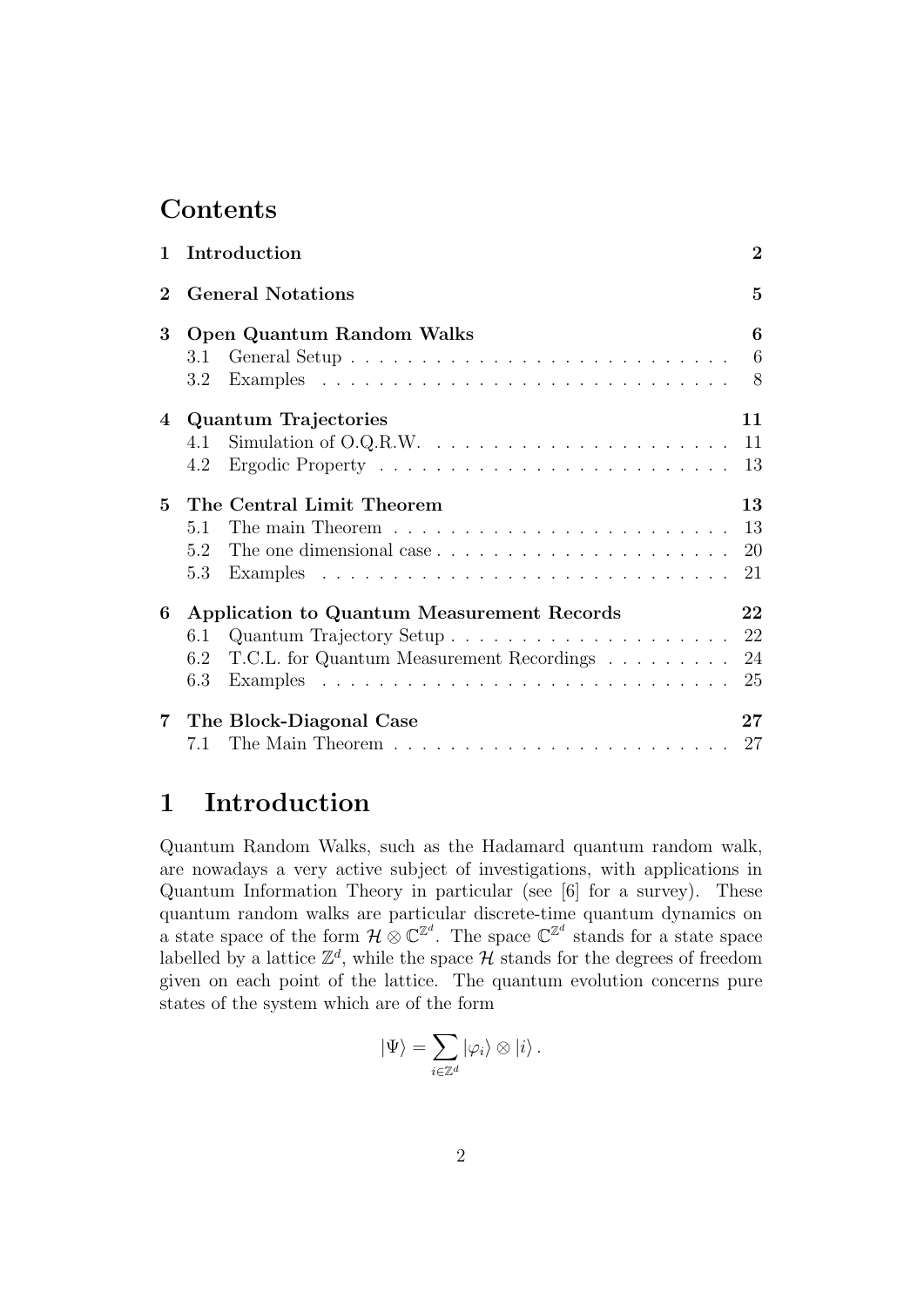# Contents

| | | |
|---|---|---|
| **1** | **Introduction** | **2** |
| **2** | **General Notations** | **5** |
| **3** | **Open Quantum Random Walks** | **6** |
| | 3.1 General Setup | 6 |
| | 3.2 Examples | 8 |
| **4** | **Quantum Trajectories** | **11** |
| | 4.1 Simulation of O.Q.R.W. | 11 |
| | 4.2 Ergodic Property | 13 |
| **5** | **The Central Limit Theorem** | **13** |
| | 5.1 The main Theorem | 13 |
| | 5.2 The one dimensional case | 20 |
| | 5.3 Examples | 21 |
| **6** | **Application to Quantum Measurement Records** | **22** |
| | 6.1 Quantum Trajectory Setup | 22 |
| | 6.2 T.C.L. for Quantum Measurement Recordings | 24 |
| | 6.3 Examples | 25 |
| **7** | **The Block-Diagonal Case** | **27** |
| | 7.1 The Main Theorem | 27 |

# 1 Introduction

Quantum Random Walks, such as the Hadamard quantum random walk, are nowadays a very active subject of investigations, with applications in Quantum Information Theory in particular (see [6] for a survey). These quantum random walks are particular discrete-time quantum dynamics on a state space of the form $\mathcal{H} \otimes \mathbb{C}^{\mathbb{Z}^d}$. The space $\mathbb{C}^{\mathbb{Z}^d}$ stands for a state space labelled by a lattice $\mathbb{Z}^d$, while the space $\mathcal{H}$ stands for the degrees of freedom given on each point of the lattice. The quantum evolution concerns pure states of the system which are of the form

$$|\Psi\rangle = \sum_{i \in \mathbb{Z}^d} |\varphi_i\rangle \otimes |i\rangle \,.$$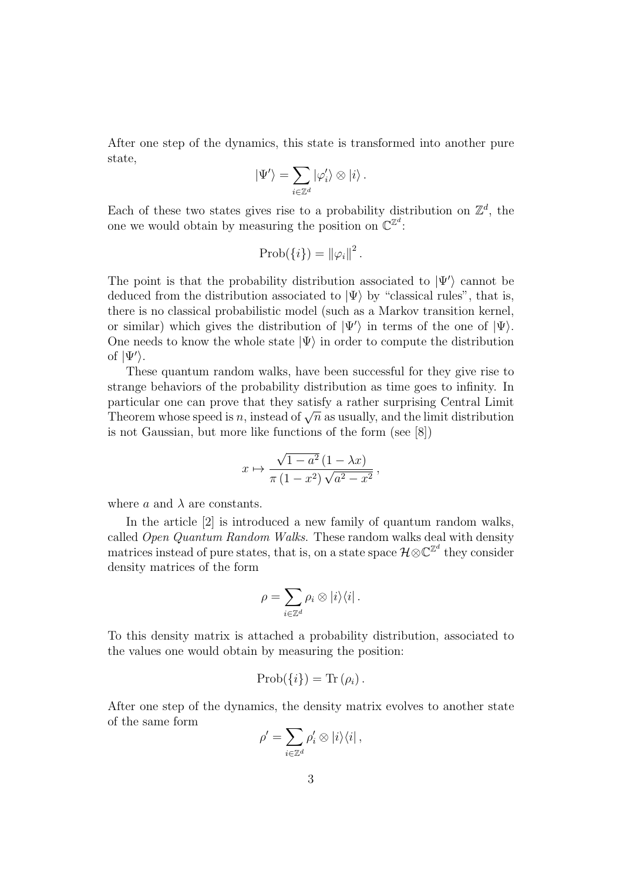After one step of the dynamics, this state is transformed into another pure state,

$$
|\Psi'\rangle = \sum_{i\in\mathbb{Z}^d} |\varphi_i'\rangle \otimes |i\rangle\,.
$$

Each of these two states gives rise to a probability distribution on $\mathbb{Z}^d$, the one we would obtain by measuring the position on $\mathbb{C}^{\mathbb{Z}^d}$:

$$
\mathrm{Prob}(\{i\}) = \|\varphi_i\|^2\,.
$$

The point is that the probability distribution associated to $|\Psi'\rangle$ cannot be deduced from the distribution associated to $|\Psi\rangle$ by "classical rules", that is, there is no classical probabilistic model (such as a Markov transition kernel, or similar) which gives the distribution of $|\Psi'\rangle$ in terms of the one of $|\Psi\rangle$. One needs to know the whole state $|\Psi\rangle$ in order to compute the distribution of $|\Psi'\rangle$.

These quantum random walks, have been successful for they give rise to strange behaviors of the probability distribution as time goes to infinity. In particular one can prove that they satisfy a rather surprising Central Limit Theorem whose speed is $n$, instead of $\sqrt{n}$ as usually, and the limit distribution is not Gaussian, but more like functions of the form (see [8])

$$
x \mapsto \frac{\sqrt{1-a^2}\,(1-\lambda x)}{\pi\,(1-x^2)\,\sqrt{a^2-x^2}}\,,
$$

where $a$ and $\lambda$ are constants.

In the article [2] is introduced a new family of quantum random walks, called *Open Quantum Random Walks*. These random walks deal with density matrices instead of pure states, that is, on a state space $\mathcal{H}\otimes\mathbb{C}^{\mathbb{Z}^d}$ they consider density matrices of the form

$$
\rho = \sum_{i\in\mathbb{Z}^d} \rho_i \otimes |i\rangle\langle i|\,.
$$

To this density matrix is attached a probability distribution, associated to the values one would obtain by measuring the position:

$$
\mathrm{Prob}(\{i\}) = \mathrm{Tr}\,(\rho_i)\,.
$$

After one step of the dynamics, the density matrix evolves to another state of the same form

$$
\rho' = \sum_{i\in\mathbb{Z}^d} \rho_i' \otimes |i\rangle\langle i|\,,
$$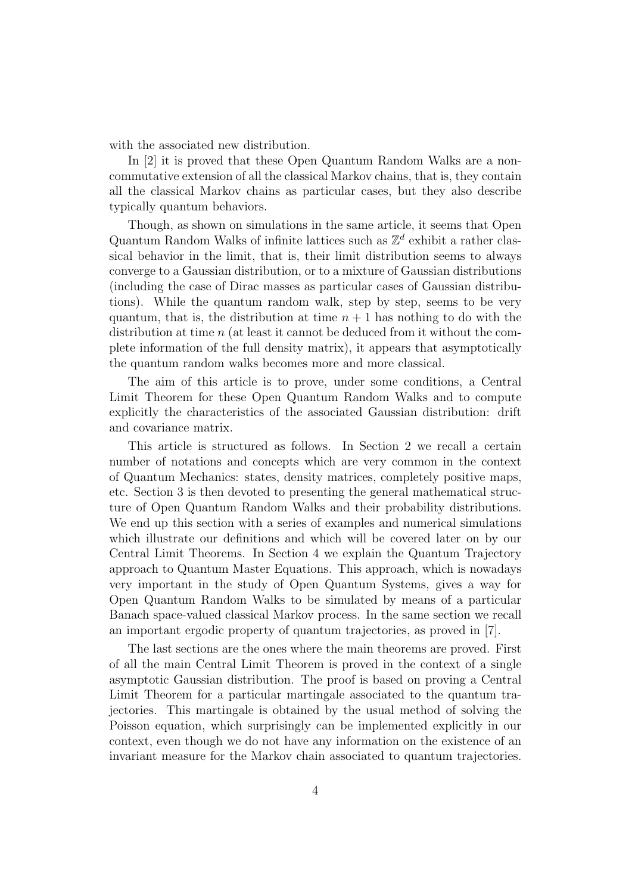with the associated new distribution.

In [2] it is proved that these Open Quantum Random Walks are a non-commutative extension of all the classical Markov chains, that is, they contain all the classical Markov chains as particular cases, but they also describe typically quantum behaviors.

Though, as shown on simulations in the same article, it seems that Open Quantum Random Walks of infinite lattices such as $\mathbb{Z}^d$ exhibit a rather classical behavior in the limit, that is, their limit distribution seems to always converge to a Gaussian distribution, or to a mixture of Gaussian distributions (including the case of Dirac masses as particular cases of Gaussian distributions). While the quantum random walk, step by step, seems to be very quantum, that is, the distribution at time $n+1$ has nothing to do with the distribution at time $n$ (at least it cannot be deduced from it without the complete information of the full density matrix), it appears that asymptotically the quantum random walks becomes more and more classical.

The aim of this article is to prove, under some conditions, a Central Limit Theorem for these Open Quantum Random Walks and to compute explicitly the characteristics of the associated Gaussian distribution: drift and covariance matrix.

This article is structured as follows. In Section 2 we recall a certain number of notations and concepts which are very common in the context of Quantum Mechanics: states, density matrices, completely positive maps, etc. Section 3 is then devoted to presenting the general mathematical structure of Open Quantum Random Walks and their probability distributions. We end up this section with a series of examples and numerical simulations which illustrate our definitions and which will be covered later on by our Central Limit Theorems. In Section 4 we explain the Quantum Trajectory approach to Quantum Master Equations. This approach, which is nowadays very important in the study of Open Quantum Systems, gives a way for Open Quantum Random Walks to be simulated by means of a particular Banach space-valued classical Markov process. In the same section we recall an important ergodic property of quantum trajectories, as proved in [7].

The last sections are the ones where the main theorems are proved. First of all the main Central Limit Theorem is proved in the context of a single asymptotic Gaussian distribution. The proof is based on proving a Central Limit Theorem for a particular martingale associated to the quantum trajectories. This martingale is obtained by the usual method of solving the Poisson equation, which surprisingly can be implemented explicitly in our context, even though we do not have any information on the existence of an invariant measure for the Markov chain associated to quantum trajectories.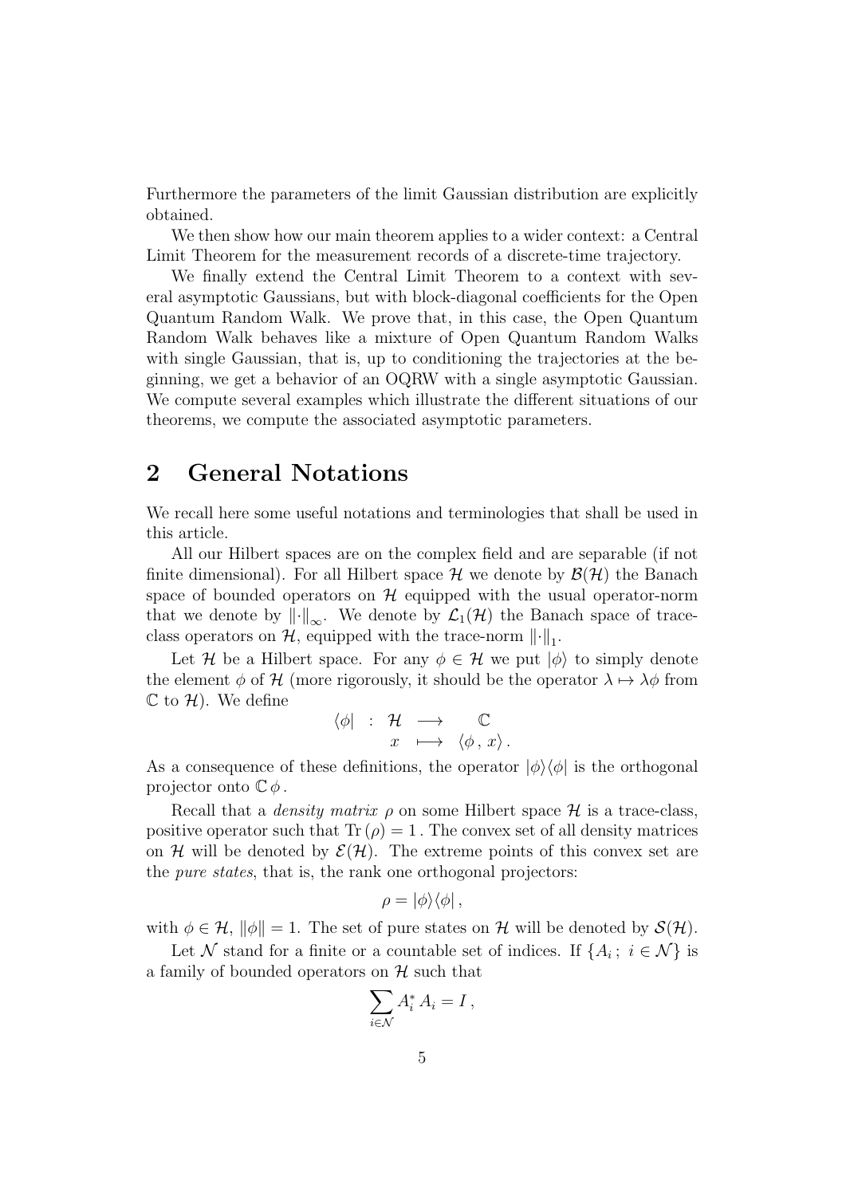Furthermore the parameters of the limit Gaussian distribution are explicitly obtained.

We then show how our main theorem applies to a wider context: a Central Limit Theorem for the measurement records of a discrete-time trajectory.

We finally extend the Central Limit Theorem to a context with several asymptotic Gaussians, but with block-diagonal coefficients for the Open Quantum Random Walk. We prove that, in this case, the Open Quantum Random Walk behaves like a mixture of Open Quantum Random Walks with single Gaussian, that is, up to conditioning the trajectories at the beginning, we get a behavior of an OQRW with a single asymptotic Gaussian. We compute several examples which illustrate the different situations of our theorems, we compute the associated asymptotic parameters.

## 2 General Notations

We recall here some useful notations and terminologies that shall be used in this article.

All our Hilbert spaces are on the complex field and are separable (if not finite dimensional). For all Hilbert space $\mathcal{H}$ we denote by $\mathcal{B}(\mathcal{H})$ the Banach space of bounded operators on $\mathcal{H}$ equipped with the usual operator-norm that we denote by $\|\cdot\|_\infty$. We denote by $\mathcal{L}_1(\mathcal{H})$ the Banach space of trace-class operators on $\mathcal{H}$, equipped with the trace-norm $\|\cdot\|_1$.

Let $\mathcal{H}$ be a Hilbert space. For any $\phi \in \mathcal{H}$ we put $|\phi\rangle$ to simply denote the element $\phi$ of $\mathcal{H}$ (more rigorously, it should be the operator $\lambda \mapsto \lambda\phi$ from $\mathbb{C}$ to $\mathcal{H}$). We define

$$\begin{array}{rccc} \langle\phi| & : & \mathcal{H} & \longrightarrow & \mathbb{C} \\ & & x & \longmapsto & \langle \phi\,,\, x\rangle\,. \end{array}$$

As a consequence of these definitions, the operator $|\phi\rangle\langle\phi|$ is the orthogonal projector onto $\mathbb{C}\,\phi$.

Recall that a *density matrix* $\rho$ on some Hilbert space $\mathcal{H}$ is a trace-class, positive operator such that $\mathrm{Tr}\,(\rho) = 1$. The convex set of all density matrices on $\mathcal{H}$ will be denoted by $\mathcal{E}(\mathcal{H})$. The extreme points of this convex set are the *pure states*, that is, the rank one orthogonal projectors:

$$\rho = |\phi\rangle\langle\phi|\,,$$

with $\phi \in \mathcal{H}$, $\|\phi\| = 1$. The set of pure states on $\mathcal{H}$ will be denoted by $\mathcal{S}(\mathcal{H})$.

Let $\mathcal{N}$ stand for a finite or a countable set of indices. If $\{A_i\,;\ i \in \mathcal{N}\}$ is a family of bounded operators on $\mathcal{H}$ such that

$$\sum_{i\in\mathcal{N}} A_i^*\,A_i = I\,,$$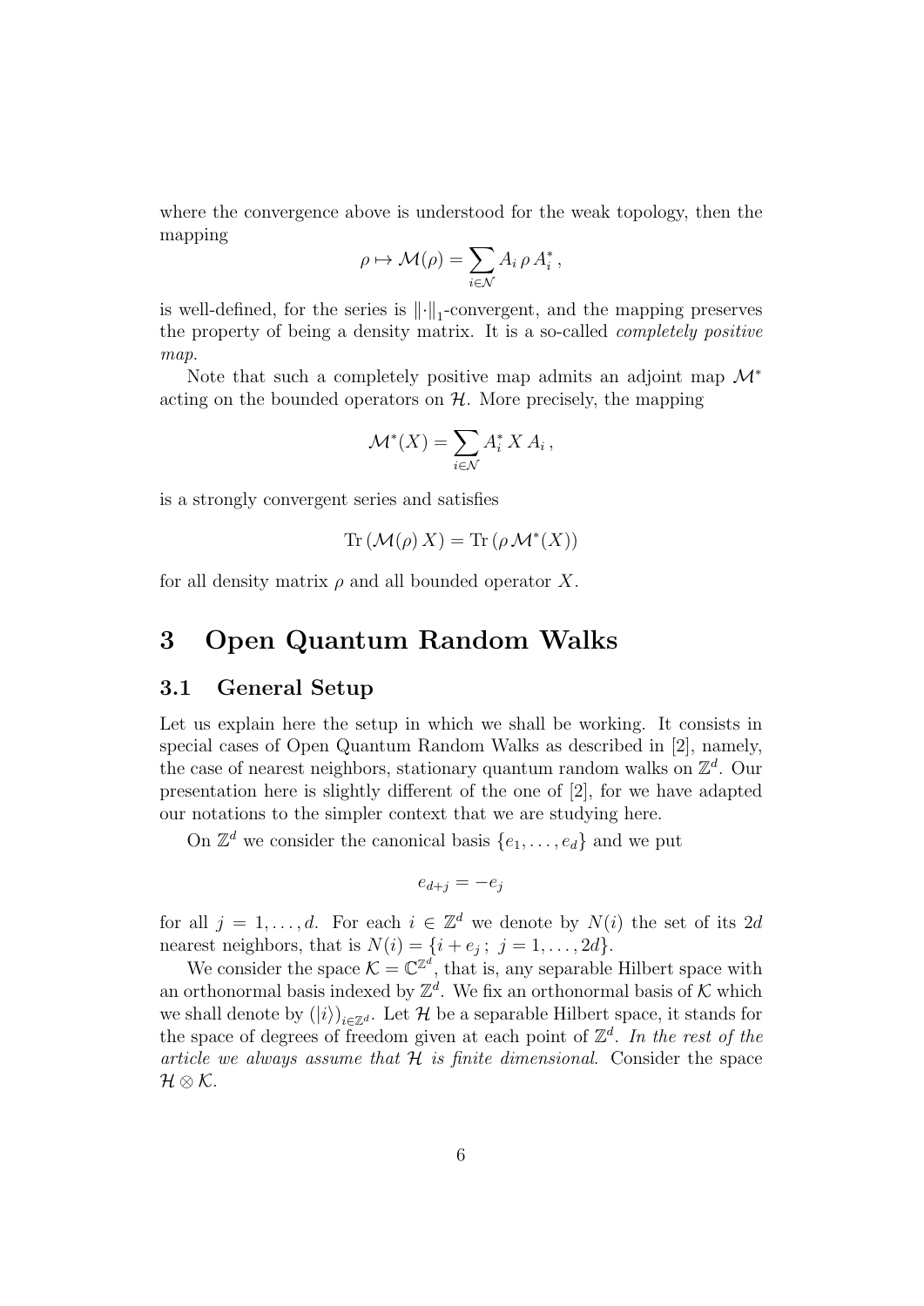where the convergence above is understood for the weak topology, then the mapping

$$\rho \mapsto \mathcal{M}(\rho) = \sum_{i \in \mathcal{N}} A_i \, \rho \, A_i^* \,,$$

is well-defined, for the series is $\|\cdot\|_1$-convergent, and the mapping preserves the property of being a density matrix. It is a so-called *completely positive map*.

Note that such a completely positive map admits an adjoint map $\mathcal{M}^*$ acting on the bounded operators on $\mathcal{H}$. More precisely, the mapping

$$\mathcal{M}^*(X) = \sum_{i \in \mathcal{N}} A_i^* \, X \, A_i \,,$$

is a strongly convergent series and satisfies

$$\mathrm{Tr}\left(\mathcal{M}(\rho) \, X\right) = \mathrm{Tr}\left(\rho \, \mathcal{M}^*(X)\right)$$

for all density matrix $\rho$ and all bounded operator $X$.

# 3 Open Quantum Random Walks

## 3.1 General Setup

Let us explain here the setup in which we shall be working. It consists in special cases of Open Quantum Random Walks as described in [2], namely, the case of nearest neighbors, stationary quantum random walks on $\mathbb{Z}^d$. Our presentation here is slightly different of the one of [2], for we have adapted our notations to the simpler context that we are studying here.

On $\mathbb{Z}^d$ we consider the canonical basis $\{e_1, \ldots, e_d\}$ and we put

$$e_{d+j} = -e_j$$

for all $j = 1, \ldots, d$. For each $i \in \mathbb{Z}^d$ we denote by $N(i)$ the set of its $2d$ nearest neighbors, that is $N(i) = \{i + e_j \,;\; j = 1, \ldots, 2d\}$.

We consider the space $\mathcal{K} = \mathbb{C}^{\mathbb{Z}^d}$, that is, any separable Hilbert space with an orthonormal basis indexed by $\mathbb{Z}^d$. We fix an orthonormal basis of $\mathcal{K}$ which we shall denote by $(|i\rangle)_{i \in \mathbb{Z}^d}$. Let $\mathcal{H}$ be a separable Hilbert space, it stands for the space of degrees of freedom given at each point of $\mathbb{Z}^d$. *In the rest of the article we always assume that $\mathcal{H}$ is finite dimensional.* Consider the space $\mathcal{H} \otimes \mathcal{K}$.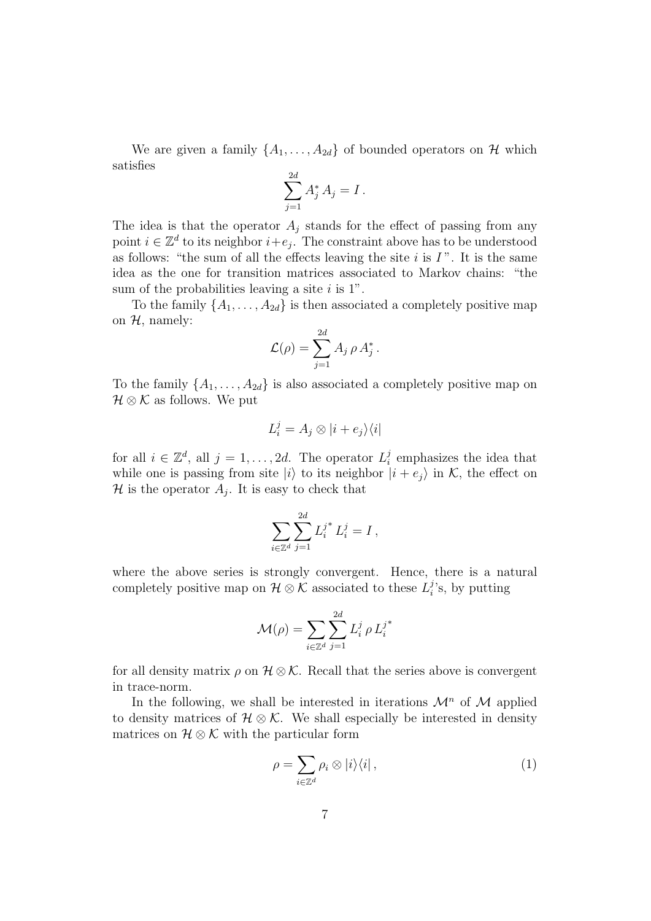We are given a family $\{A_1, \ldots, A_{2d}\}$ of bounded operators on $\mathcal{H}$ which satisfies

$$\sum_{j=1}^{2d} A_j^* A_j = I\,.$$

The idea is that the operator $A_j$ stands for the effect of passing from any point $i \in \mathbb{Z}^d$ to its neighbor $i+e_j$. The constraint above has to be understood as follows: "the sum of all the effects leaving the site $i$ is $I$". It is the same idea as the one for transition matrices associated to Markov chains: "the sum of the probabilities leaving a site $i$ is 1".

To the family $\{A_1, \ldots, A_{2d}\}$ is then associated a completely positive map on $\mathcal{H}$, namely:

$$\mathcal{L}(\rho) = \sum_{j=1}^{2d} A_j \, \rho \, A_j^*\,.$$

To the family $\{A_1, \ldots, A_{2d}\}$ is also associated a completely positive map on $\mathcal{H} \otimes \mathcal{K}$ as follows. We put

$$L_i^j = A_j \otimes |i + e_j\rangle\langle i|$$

for all $i \in \mathbb{Z}^d$, all $j = 1, \ldots, 2d$. The operator $L_i^j$ emphasizes the idea that while one is passing from site $|i\rangle$ to its neighbor $|i + e_j\rangle$ in $\mathcal{K}$, the effect on $\mathcal{H}$ is the operator $A_j$. It is easy to check that

$$\sum_{i \in \mathbb{Z}^d} \sum_{j=1}^{2d} {L_i^j}^* \, L_i^j = I\,,$$

where the above series is strongly convergent. Hence, there is a natural completely positive map on $\mathcal{H} \otimes \mathcal{K}$ associated to these $L_i^j$'s, by putting

$$\mathcal{M}(\rho) = \sum_{i \in \mathbb{Z}^d} \sum_{j=1}^{2d} L_i^j \, \rho \, {L_i^j}^*$$

for all density matrix $\rho$ on $\mathcal{H} \otimes \mathcal{K}$. Recall that the series above is convergent in trace-norm.

In the following, we shall be interested in iterations $\mathcal{M}^n$ of $\mathcal{M}$ applied to density matrices of $\mathcal{H} \otimes \mathcal{K}$. We shall especially be interested in density matrices on $\mathcal{H} \otimes \mathcal{K}$ with the particular form

$$\rho = \sum_{i \in \mathbb{Z}^d} \rho_i \otimes |i\rangle\langle i|\,, \tag{1}$$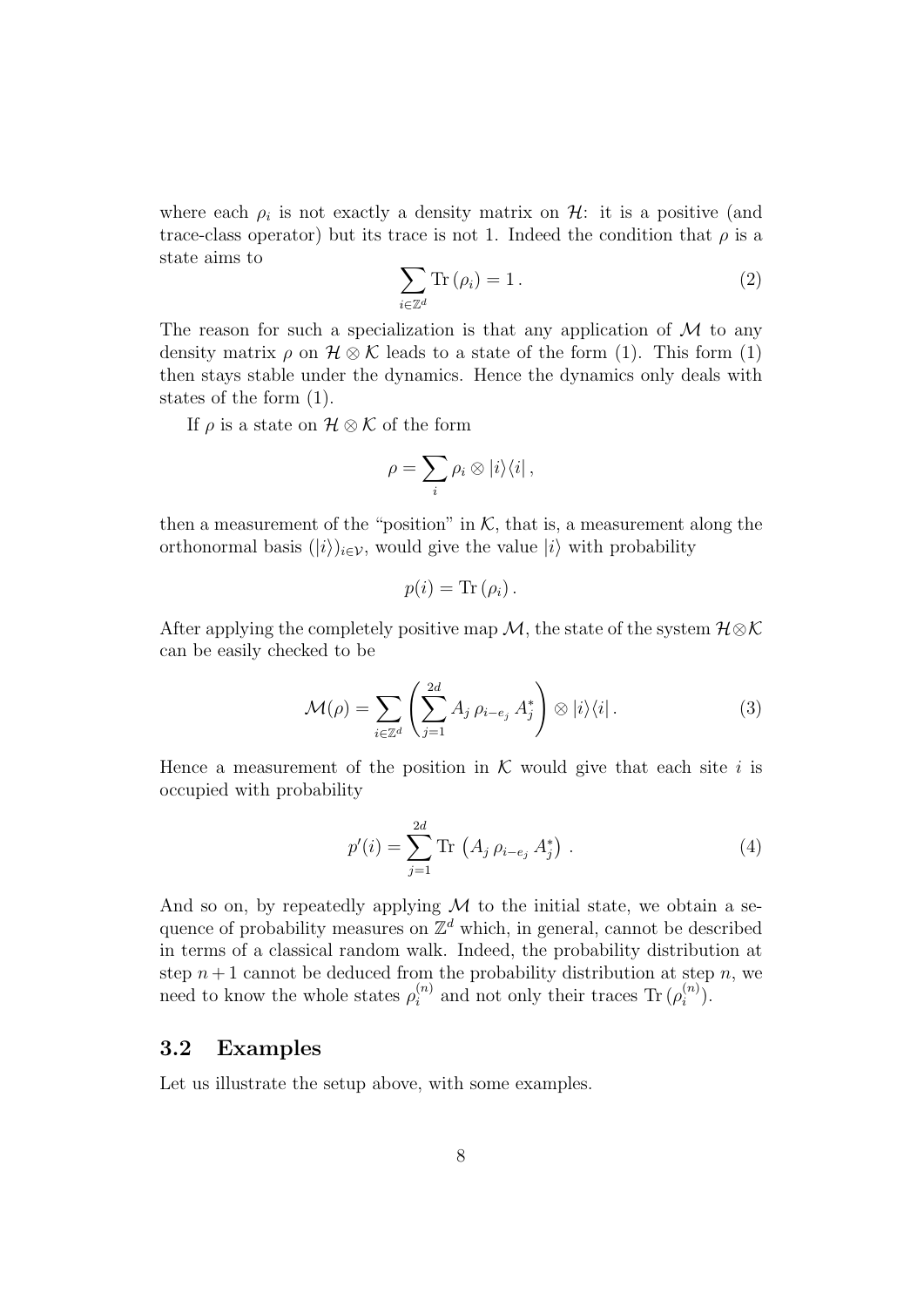where each $\rho_i$ is not exactly a density matrix on $\mathcal{H}$: it is a positive (and trace-class operator) but its trace is not 1. Indeed the condition that $\rho$ is a state aims to

$$\sum_{i\in\mathbb{Z}^d} \mathrm{Tr}\,(\rho_i) = 1\,. \tag{2}$$

The reason for such a specialization is that any application of $\mathcal{M}$ to any density matrix $\rho$ on $\mathcal{H}\otimes\mathcal{K}$ leads to a state of the form (1). This form (1) then stays stable under the dynamics. Hence the dynamics only deals with states of the form (1).

If $\rho$ is a state on $\mathcal{H}\otimes\mathcal{K}$ of the form

$$\rho = \sum_i \rho_i \otimes |i\rangle\langle i|\,,$$

then a measurement of the "position" in $\mathcal{K}$, that is, a measurement along the orthonormal basis $(|i\rangle)_{i\in\mathcal{V}}$, would give the value $|i\rangle$ with probability

$$p(i) = \mathrm{Tr}\,(\rho_i)\,.$$

After applying the completely positive map $\mathcal{M}$, the state of the system $\mathcal{H}\otimes\mathcal{K}$ can be easily checked to be

$$\mathcal{M}(\rho) = \sum_{i\in\mathbb{Z}^d} \left(\sum_{j=1}^{2d} A_j\,\rho_{i-e_j}\,A_j^*\right)\otimes |i\rangle\langle i|\,. \tag{3}$$

Hence a measurement of the position in $\mathcal{K}$ would give that each site $i$ is occupied with probability

$$p'(i) = \sum_{j=1}^{2d} \mathrm{Tr}\,\left(A_j\,\rho_{i-e_j}\,A_j^*\right)\,. \tag{4}$$

And so on, by repeatedly applying $\mathcal{M}$ to the initial state, we obtain a sequence of probability measures on $\mathbb{Z}^d$ which, in general, cannot be described in terms of a classical random walk. Indeed, the probability distribution at step $n+1$ cannot be deduced from the probability distribution at step $n$, we need to know the whole states $\rho_i^{(n)}$ and not only their traces $\mathrm{Tr}\,(\rho_i^{(n)})$.

### 3.2 Examples

Let us illustrate the setup above, with some examples.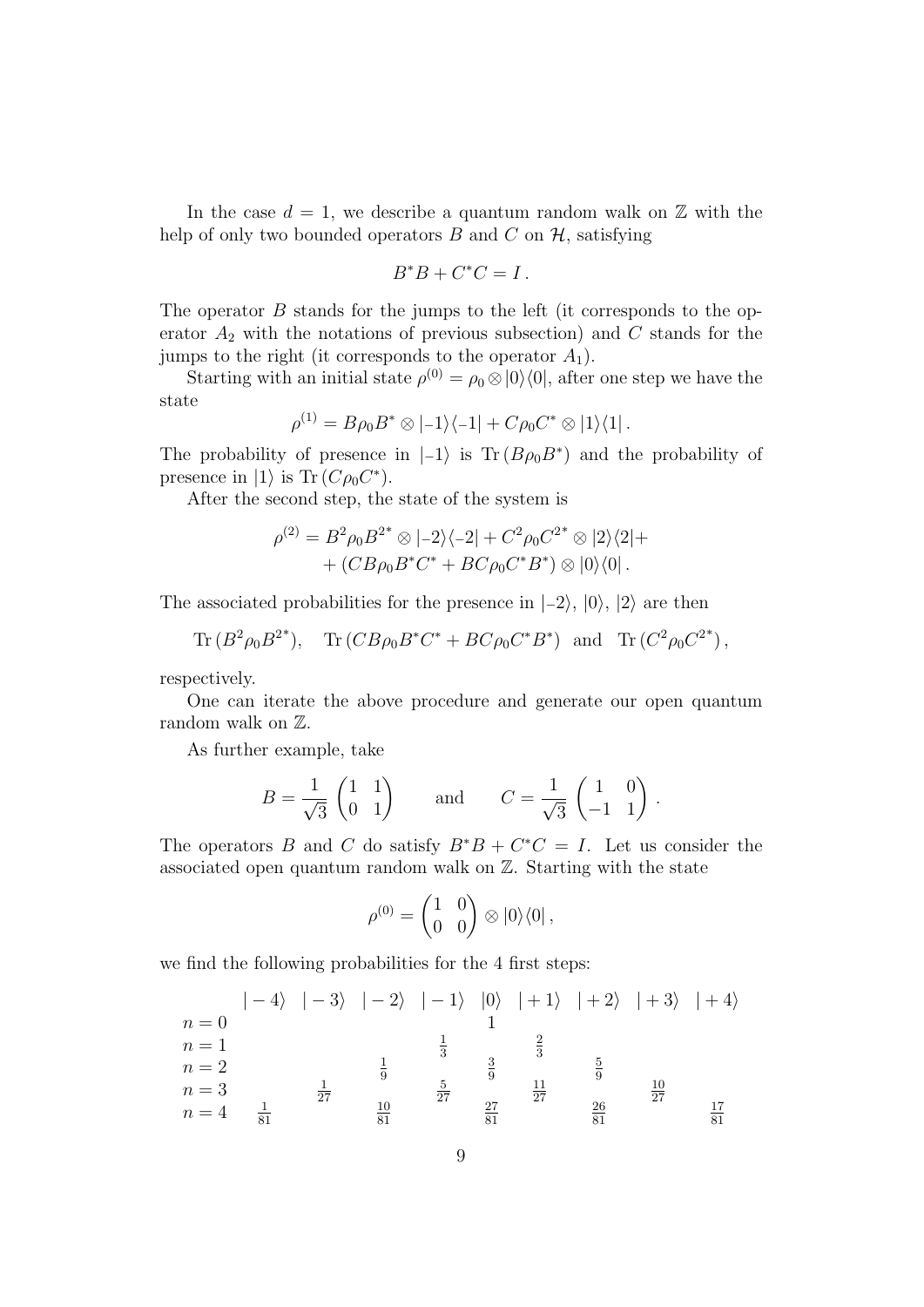In the case $d = 1$, we describe a quantum random walk on $\mathbb{Z}$ with the help of only two bounded operators $B$ and $C$ on $\mathcal{H}$, satisfying

$$B^*B + C^*C = I\,.$$

The operator $B$ stands for the jumps to the left (it corresponds to the operator $A_2$ with the notations of previous subsection) and $C$ stands for the jumps to the right (it corresponds to the operator $A_1$).

Starting with an initial state $\rho^{(0)} = \rho_0 \otimes |0\rangle\langle 0|$, after one step we have the state

$$\rho^{(1)} = B\rho_0 B^* \otimes |{-1}\rangle\langle{-1}| + C\rho_0 C^* \otimes |1\rangle\langle 1|\,.$$

The probability of presence in $|{-1}\rangle$ is $\mathrm{Tr}\,(B\rho_0 B^*)$ and the probability of presence in $|1\rangle$ is $\mathrm{Tr}\,(C\rho_0 C^*)$.

After the second step, the state of the system is

$$\begin{aligned}\rho^{(2)} = B^2\rho_0 B^{2^*} \otimes |{-2}\rangle\langle{-2}| + C^2\rho_0 C^{2^*} \otimes |2\rangle\langle 2| +\\ + (CB\rho_0 B^* C^* + BC\rho_0 C^* B^*) \otimes |0\rangle\langle 0|\,.\end{aligned}$$

The associated probabilities for the presence in $|{-2}\rangle$, $|0\rangle$, $|2\rangle$ are then

$$\mathrm{Tr}\,(B^2\rho_0 B^{2^*}),\quad \mathrm{Tr}\,(CB\rho_0 B^* C^* + BC\rho_0 C^* B^*) \quad \text{and} \quad \mathrm{Tr}\,(C^2\rho_0 C^{2^*})\,,$$

respectively.

One can iterate the above procedure and generate our open quantum random walk on $\mathbb{Z}$.

As further example, take

$$B = \frac{1}{\sqrt{3}}\begin{pmatrix}1 & 1\\ 0 & 1\end{pmatrix} \qquad \text{and} \qquad C = \frac{1}{\sqrt{3}}\begin{pmatrix}1 & 0\\ -1 & 1\end{pmatrix}\,.$$

The operators $B$ and $C$ do satisfy $B^*B + C^*C = I$. Let us consider the associated open quantum random walk on $\mathbb{Z}$. Starting with the state

$$\rho^{(0)} = \begin{pmatrix}1 & 0\\ 0 & 0\end{pmatrix} \otimes |0\rangle\langle 0|\,,$$

we find the following probabilities for the 4 first steps:

| | $\|-4\rangle$ | $\|-3\rangle$ | $\|-2\rangle$ | $\|-1\rangle$ | $\|0\rangle$ | $\|+1\rangle$ | $\|+2\rangle$ | $\|+3\rangle$ | $\|+4\rangle$ |
|---|---|---|---|---|---|---|---|---|---|
| $n = 0$ | | | | | $1$ | | | | |
| $n = 1$ | | | | $\frac{1}{3}$ | | $\frac{2}{3}$ | | | |
| $n = 2$ | | | $\frac{1}{9}$ | | $\frac{3}{9}$ | | $\frac{5}{9}$ | | |
| $n = 3$ | | $\frac{1}{27}$ | | $\frac{5}{27}$ | | $\frac{11}{27}$ | | $\frac{10}{27}$ | |
| $n = 4$ | $\frac{1}{81}$ | | $\frac{10}{81}$ | | $\frac{27}{81}$ | | $\frac{26}{81}$ | | $\frac{17}{81}$ |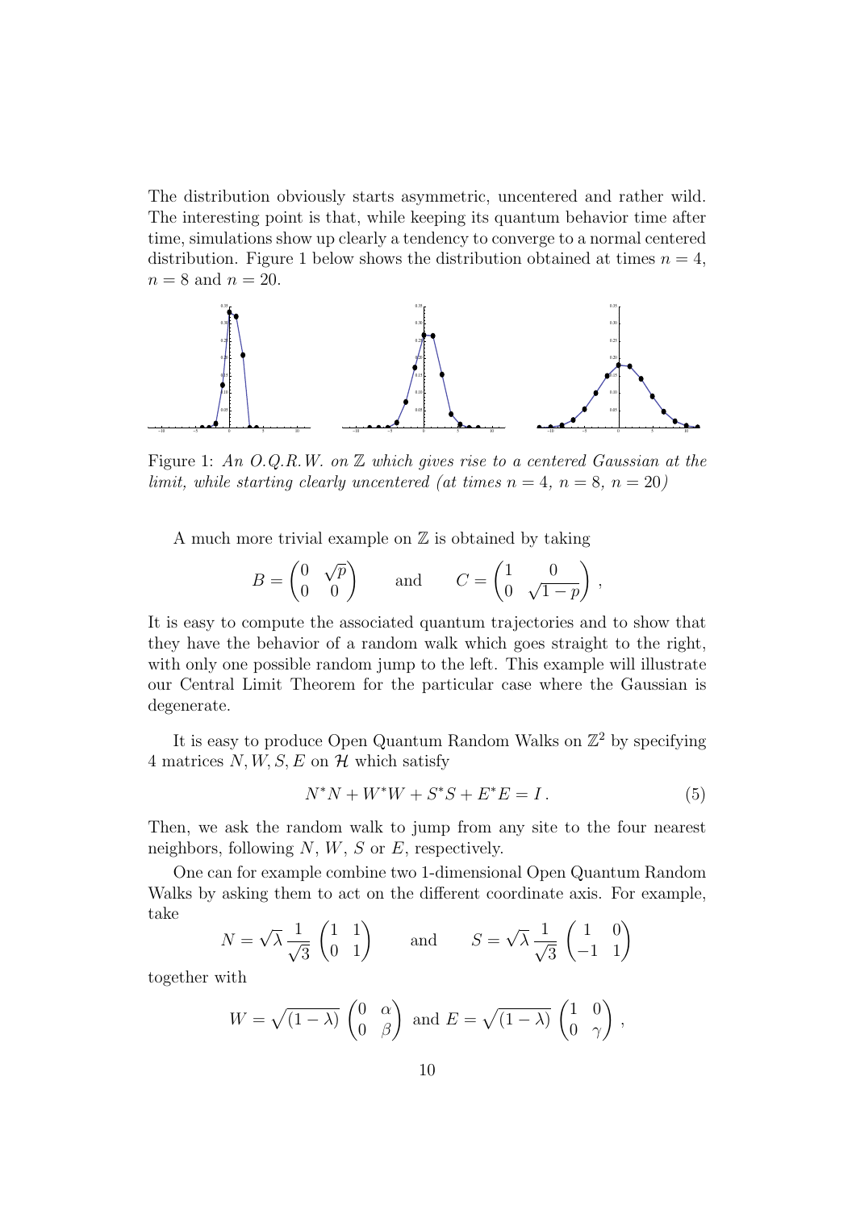The distribution obviously starts asymmetric, uncentered and rather wild. The interesting point is that, while keeping its quantum behavior time after time, simulations show up clearly a tendency to converge to a normal centered distribution. Figure 1 below shows the distribution obtained at times $n = 4$, $n = 8$ and $n = 20$.

Figure 1: *An O.Q.R.W. on $\mathbb{Z}$ which gives rise to a centered Gaussian at the limit, while starting clearly uncentered (at times $n = 4$, $n = 8$, $n = 20$)*

A much more trivial example on $\mathbb{Z}$ is obtained by taking

$$B = \begin{pmatrix} 0 & \sqrt{p} \\ 0 & 0 \end{pmatrix} \qquad \text{and} \qquad C = \begin{pmatrix} 1 & 0 \\ 0 & \sqrt{1-p} \end{pmatrix} ,$$

It is easy to compute the associated quantum trajectories and to show that they have the behavior of a random walk which goes straight to the right, with only one possible random jump to the left. This example will illustrate our Central Limit Theorem for the particular case where the Gaussian is degenerate.

It is easy to produce Open Quantum Random Walks on $\mathbb{Z}^2$ by specifying 4 matrices $N, W, S, E$ on $\mathcal{H}$ which satisfy

$$N^*N + W^*W + S^*S + E^*E = I \,. \tag{5}$$

Then, we ask the random walk to jump from any site to the four nearest neighbors, following $N$, $W$, $S$ or $E$, respectively.

One can for example combine two 1-dimensional Open Quantum Random Walks by asking them to act on the different coordinate axis. For example, take

$$N = \sqrt{\lambda}\,\frac{1}{\sqrt{3}}\begin{pmatrix} 1 & 1 \\ 0 & 1 \end{pmatrix} \qquad \text{and} \qquad S = \sqrt{\lambda}\,\frac{1}{\sqrt{3}}\begin{pmatrix} 1 & 0 \\ -1 & 1 \end{pmatrix}$$

together with

$$W = \sqrt{(1-\lambda)}\begin{pmatrix} 0 & \alpha \\ 0 & \beta \end{pmatrix} \text{ and } E = \sqrt{(1-\lambda)}\begin{pmatrix} 1 & 0 \\ 0 & \gamma \end{pmatrix} ,$$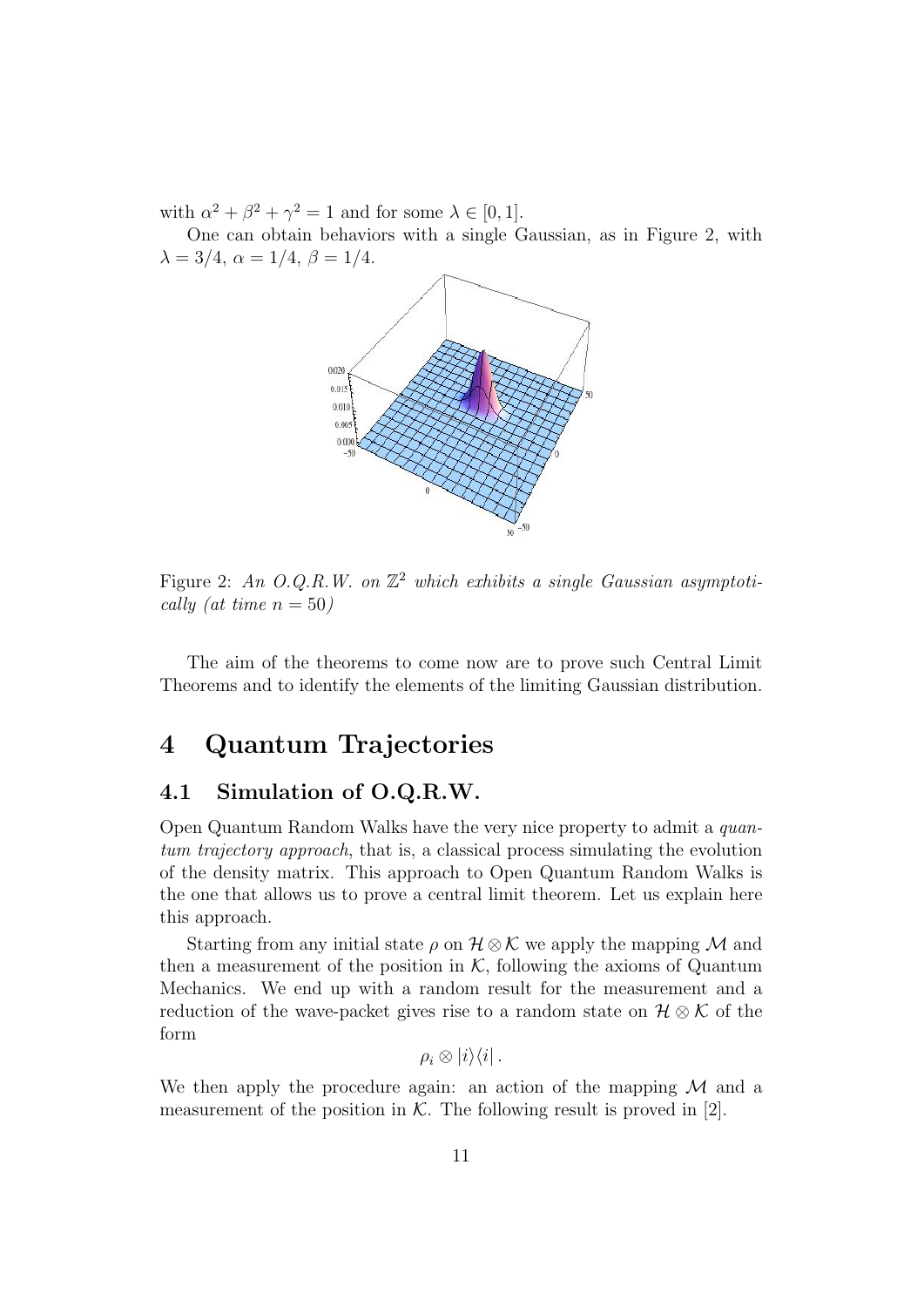with $\alpha^2 + \beta^2 + \gamma^2 = 1$ and for some $\lambda \in [0, 1]$.

One can obtain behaviors with a single Gaussian, as in Figure 2, with $\lambda = 3/4$, $\alpha = 1/4$, $\beta = 1/4$.

Figure 2: *An O.Q.R.W. on $\mathbb{Z}^2$ which exhibits a single Gaussian asymptotically (at time $n = 50$)*

The aim of the theorems to come now are to prove such Central Limit Theorems and to identify the elements of the limiting Gaussian distribution.

# 4 Quantum Trajectories

## 4.1 Simulation of O.Q.R.W.

Open Quantum Random Walks have the very nice property to admit a *quantum trajectory approach*, that is, a classical process simulating the evolution of the density matrix. This approach to Open Quantum Random Walks is the one that allows us to prove a central limit theorem. Let us explain here this approach.

Starting from any initial state $\rho$ on $\mathcal{H} \otimes \mathcal{K}$ we apply the mapping $\mathcal{M}$ and then a measurement of the position in $\mathcal{K}$, following the axioms of Quantum Mechanics. We end up with a random result for the measurement and a reduction of the wave-packet gives rise to a random state on $\mathcal{H} \otimes \mathcal{K}$ of the form

$$\rho_i \otimes |i\rangle\langle i| .$$

We then apply the procedure again: an action of the mapping $\mathcal{M}$ and a measurement of the position in $\mathcal{K}$. The following result is proved in [2].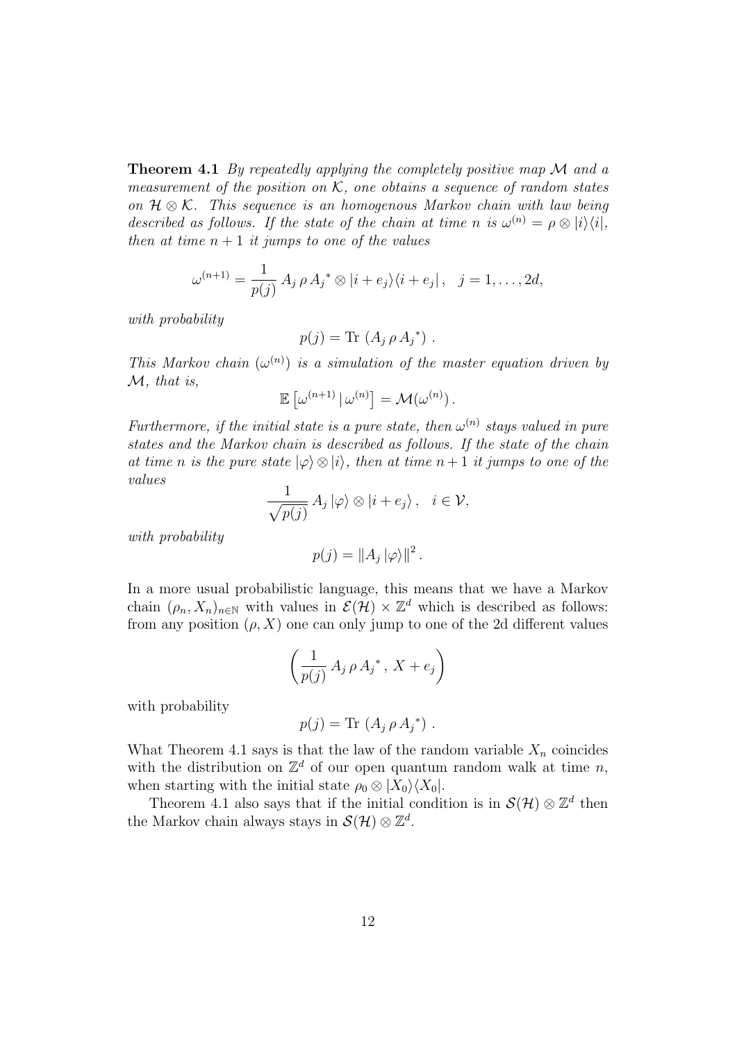**Theorem 4.1** *By repeatedly applying the completely positive map $\mathcal{M}$ and a measurement of the position on $\mathcal{K}$, one obtains a sequence of random states on $\mathcal{H} \otimes \mathcal{K}$. This sequence is an homogenous Markov chain with law being described as follows. If the state of the chain at time $n$ is $\omega^{(n)} = \rho \otimes |i\rangle\langle i|$, then at time $n+1$ it jumps to one of the values*

$$\omega^{(n+1)} = \frac{1}{p(j)}\, A_j\, \rho\, {A_j}^* \otimes |i + e_j\rangle\langle i + e_j|\,, \quad j = 1, \ldots, 2d,$$

*with probability*

$$p(j) = \mathrm{Tr}\, \left(A_j\, \rho\, {A_j}^*\right)\,.$$

*This Markov chain $(\omega^{(n)})$ is a simulation of the master equation driven by $\mathcal{M}$, that is,*

$$\mathbb{E}\left[\omega^{(n+1)}\,|\,\omega^{(n)}\right] = \mathcal{M}(\omega^{(n)})\,.$$

*Furthermore, if the initial state is a pure state, then $\omega^{(n)}$ stays valued in pure states and the Markov chain is described as follows. If the state of the chain at time $n$ is the pure state $|\varphi\rangle \otimes |i\rangle$, then at time $n+1$ it jumps to one of the values*

$$\frac{1}{\sqrt{p(j)}}\, A_j\, |\varphi\rangle \otimes |i + e_j\rangle\,, \quad i \in \mathcal{V},$$

*with probability*

$$p(j) = \left\| A_j\, |\varphi\rangle \right\|^2.$$

In a more usual probabilistic language, this means that we have a Markov chain $(\rho_n, X_n)_{n\in\mathbb{N}}$ with values in $\mathcal{E}(\mathcal{H}) \times \mathbb{Z}^d$ which is described as follows: from any position $(\rho, X)$ one can only jump to one of the 2d different values

$$\left(\frac{1}{p(j)}\, A_j\, \rho\, {A_j}^*\,,\, X + e_j\right)$$

with probability

$$p(j) = \mathrm{Tr}\, \left(A_j\, \rho\, {A_j}^*\right)\,.$$

What Theorem 4.1 says is that the law of the random variable $X_n$ coincides with the distribution on $\mathbb{Z}^d$ of our open quantum random walk at time $n$, when starting with the initial state $\rho_0 \otimes |X_0\rangle\langle X_0|$.

Theorem 4.1 also says that if the initial condition is in $\mathcal{S}(\mathcal{H}) \otimes \mathbb{Z}^d$ then the Markov chain always stays in $\mathcal{S}(\mathcal{H}) \otimes \mathbb{Z}^d$.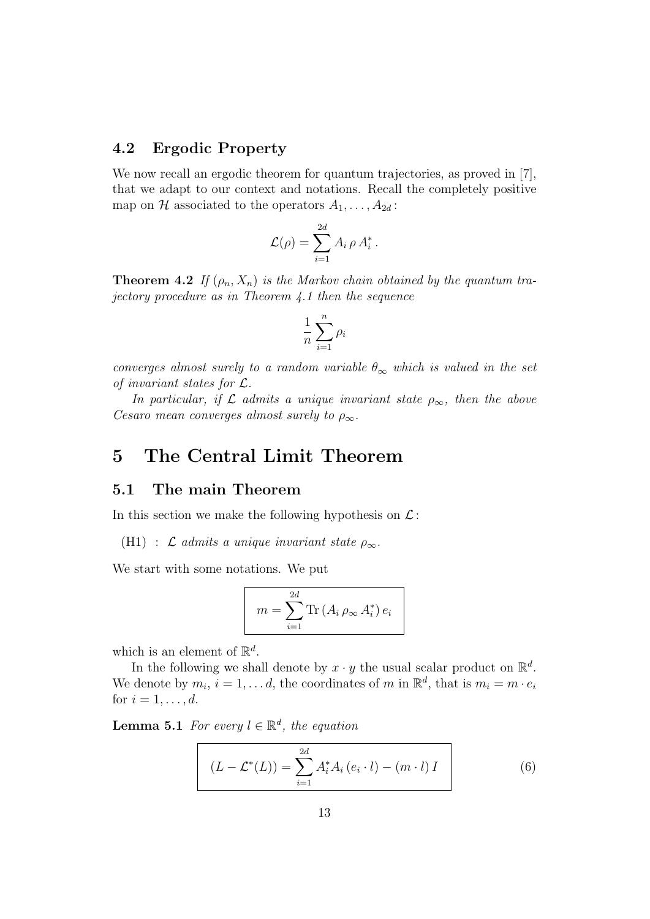### 4.2 Ergodic Property

We now recall an ergodic theorem for quantum trajectories, as proved in [7], that we adapt to our context and notations. Recall the completely positive map on $\mathcal{H}$ associated to the operators $A_1, \ldots, A_{2d}$ :

$$\mathcal{L}(\rho) = \sum_{i=1}^{2d} A_i \, \rho \, A_i^* \, .$$

**Theorem 4.2** *If $(\rho_n, X_n)$ is the Markov chain obtained by the quantum trajectory procedure as in Theorem 4.1 then the sequence*

$$\frac{1}{n} \sum_{i=1}^{n} \rho_i$$

*converges almost surely to a random variable $\theta_\infty$ which is valued in the set of invariant states for $\mathcal{L}$.*

*In particular, if $\mathcal{L}$ admits a unique invariant state $\rho_\infty$, then the above Cesaro mean converges almost surely to $\rho_\infty$.*

# 5 The Central Limit Theorem

## 5.1 The main Theorem

In this section we make the following hypothesis on $\mathcal{L}$ :

(H1) : *$\mathcal{L}$ admits a unique invariant state $\rho_\infty$.*

We start with some notations. We put

$$m = \sum_{i=1}^{2d} \mathrm{Tr}\,(A_i \, \rho_\infty \, A_i^*) \, e_i$$

which is an element of $\mathbb{R}^d$.

In the following we shall denote by $x \cdot y$ the usual scalar product on $\mathbb{R}^d$. We denote by $m_i$, $i = 1, \ldots d$, the coordinates of $m$ in $\mathbb{R}^d$, that is $m_i = m \cdot e_i$ for $i = 1, \ldots, d$.

**Lemma 5.1** *For every $l \in \mathbb{R}^d$, the equation*

$$(L - \mathcal{L}^*(L)) = \sum_{i=1}^{2d} A_i^* A_i \, (e_i \cdot l) - (m \cdot l) \, I \tag{6}$$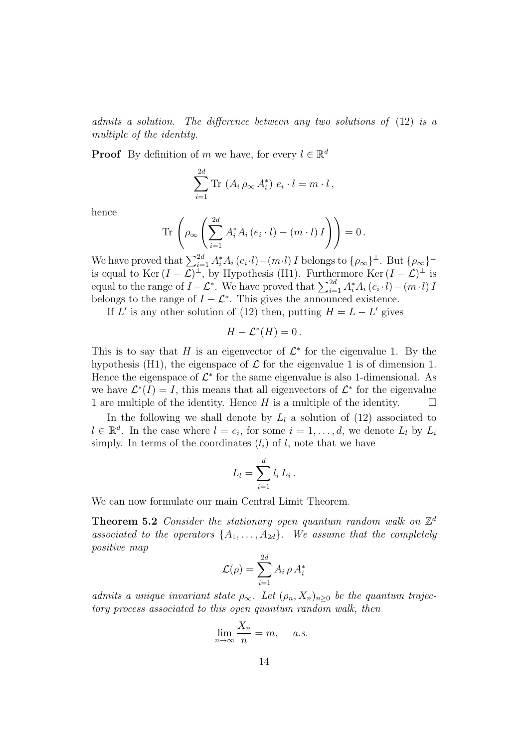*admits a solution. The difference between any two solutions of* (12) *is a multiple of the identity.*

**Proof** By definition of $m$ we have, for every $l \in \mathbb{R}^d$

$$\sum_{i=1}^{2d} \mathrm{Tr}\,\left(A_i\,\rho_\infty\,A_i^*\right)\,e_i \cdot l = m \cdot l\,,$$

hence

$$\mathrm{Tr}\,\left(\rho_\infty\left(\sum_{i=1}^{2d} A_i^* A_i\,(e_i \cdot l) - (m \cdot l)\,I\right)\right) = 0\,.$$

We have proved that $\sum_{i=1}^{2d} A_i^* A_i\,(e_i \cdot l) - (m \cdot l)\,I$ belongs to $\{\rho_\infty\}^\perp$. But $\{\rho_\infty\}^\perp$ is equal to $\mathrm{Ker}\,(I - \mathcal{L})^\perp$, by Hypothesis (H1). Furthermore $\mathrm{Ker}\,(I - \mathcal{L})^\perp$ is equal to the range of $I - \mathcal{L}^*$. We have proved that $\sum_{i=1}^{2d} A_i^* A_i\,(e_i \cdot l) - (m \cdot l)\,I$ belongs to the range of $I - \mathcal{L}^*$. This gives the announced existence.

If $L'$ is any other solution of (12) then, putting $H = L - L'$ gives

$$H - \mathcal{L}^*(H) = 0\,.$$

This is to say that $H$ is an eigenvector of $\mathcal{L}^*$ for the eigenvalue 1. By the hypothesis (H1), the eigenspace of $\mathcal{L}$ for the eigenvalue 1 is of dimension 1. Hence the eigenspace of $\mathcal{L}^*$ for the same eigenvalue is also 1-dimensional. As we have $\mathcal{L}^*(I) = I$, this means that all eigenvectors of $\mathcal{L}^*$ for the eigenvalue 1 are multiple of the identity. Hence $H$ is a multiple of the identity. □

In the following we shall denote by $L_l$ a solution of (12) associated to $l \in \mathbb{R}^d$. In the case where $l = e_i$, for some $i = 1, \ldots, d$, we denote $L_l$ by $L_i$ simply. In terms of the coordinates $(l_i)$ of $l$, note that we have

$$L_l = \sum_{i=1}^{d} l_i\,L_i\,.$$

We can now formulate our main Central Limit Theorem.

**Theorem 5.2** *Consider the stationary open quantum random walk on $\mathbb{Z}^d$ associated to the operators $\{A_1, \ldots, A_{2d}\}$. We assume that the completely positive map*

$$\mathcal{L}(\rho) = \sum_{i=1}^{2d} A_i\,\rho\,A_i^*$$

*admits a unique invariant state $\rho_\infty$. Let $(\rho_n, X_n)_{n \geq 0}$ be the quantum trajectory process associated to this open quantum random walk, then*

$$\lim_{n\to\infty} \frac{X_n}{n} = m, \quad a.s.$$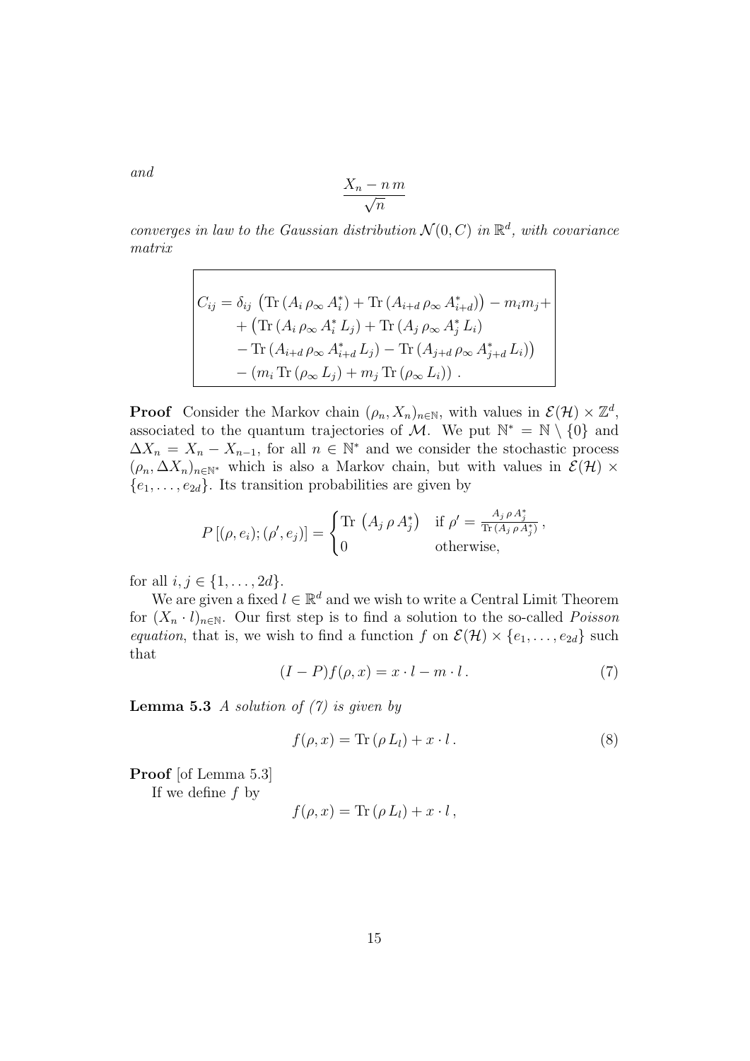*and*

$$\frac{X_n - n\,m}{\sqrt{n}}$$

*converges in law to the Gaussian distribution $\mathcal{N}(0, C)$ in $\mathbb{R}^d$, with covariance matrix*

$$\boxed{\begin{aligned} C_{ij} = {} & \delta_{ij}\,\left(\mathrm{Tr}\,(A_i\,\rho_\infty\,A_i^*) + \mathrm{Tr}\,(A_{i+d}\,\rho_\infty\,A_{i+d}^*)\right) - m_i m_j + \\ & + \left(\mathrm{Tr}\,(A_i\,\rho_\infty\,A_i^*\,L_j) + \mathrm{Tr}\,(A_j\,\rho_\infty\,A_j^*\,L_i)\right. \\ & \left. - \,\mathrm{Tr}\,(A_{i+d}\,\rho_\infty\,A_{i+d}^*\,L_j) - \mathrm{Tr}\,(A_{j+d}\,\rho_\infty\,A_{j+d}^*\,L_i)\right) \\ & - \left(m_i\,\mathrm{Tr}\,(\rho_\infty\,L_j) + m_j\,\mathrm{Tr}\,(\rho_\infty\,L_i)\right)\,. \end{aligned}}$$

**Proof** Consider the Markov chain $(\rho_n, X_n)_{n\in\mathbb{N}}$, with values in $\mathcal{E}(\mathcal{H}) \times \mathbb{Z}^d$, associated to the quantum trajectories of $\mathcal{M}$. We put $\mathbb{N}^* = \mathbb{N} \setminus \{0\}$ and $\Delta X_n = X_n - X_{n-1}$, for all $n \in \mathbb{N}^*$ and we consider the stochastic process $(\rho_n, \Delta X_n)_{n\in\mathbb{N}^*}$ which is also a Markov chain, but with values in $\mathcal{E}(\mathcal{H}) \times \{e_1, \ldots, e_{2d}\}$. Its transition probabilities are given by

$$P\left[(\rho, e_i); (\rho', e_j)\right] = \begin{cases} \mathrm{Tr}\,\left(A_j\,\rho\,A_j^*\right) & \text{if } \rho' = \frac{A_j\,\rho\,A_j^*}{\mathrm{Tr}\,(A_j\,\rho\,A_j^*)}\,, \\ 0 & \text{otherwise,} \end{cases}$$

for all $i, j \in \{1, \ldots, 2d\}$.

We are given a fixed $l \in \mathbb{R}^d$ and we wish to write a Central Limit Theorem for $(X_n \cdot l)_{n\in\mathbb{N}}$. Our first step is to find a solution to the so-called *Poisson equation*, that is, we wish to find a function $f$ on $\mathcal{E}(\mathcal{H}) \times \{e_1, \ldots, e_{2d}\}$ such that

$$(I - P)f(\rho, x) = x \cdot l - m \cdot l\,. \tag{7}$$

**Lemma 5.3** *A solution of (7) is given by*

$$f(\rho, x) = \mathrm{Tr}\,(\rho\,L_l) + x \cdot l\,. \tag{8}$$

**Proof** [of Lemma 5.3]

If we define $f$ by

$$f(\rho, x) = \mathrm{Tr}\,(\rho\,L_l) + x \cdot l\,,$$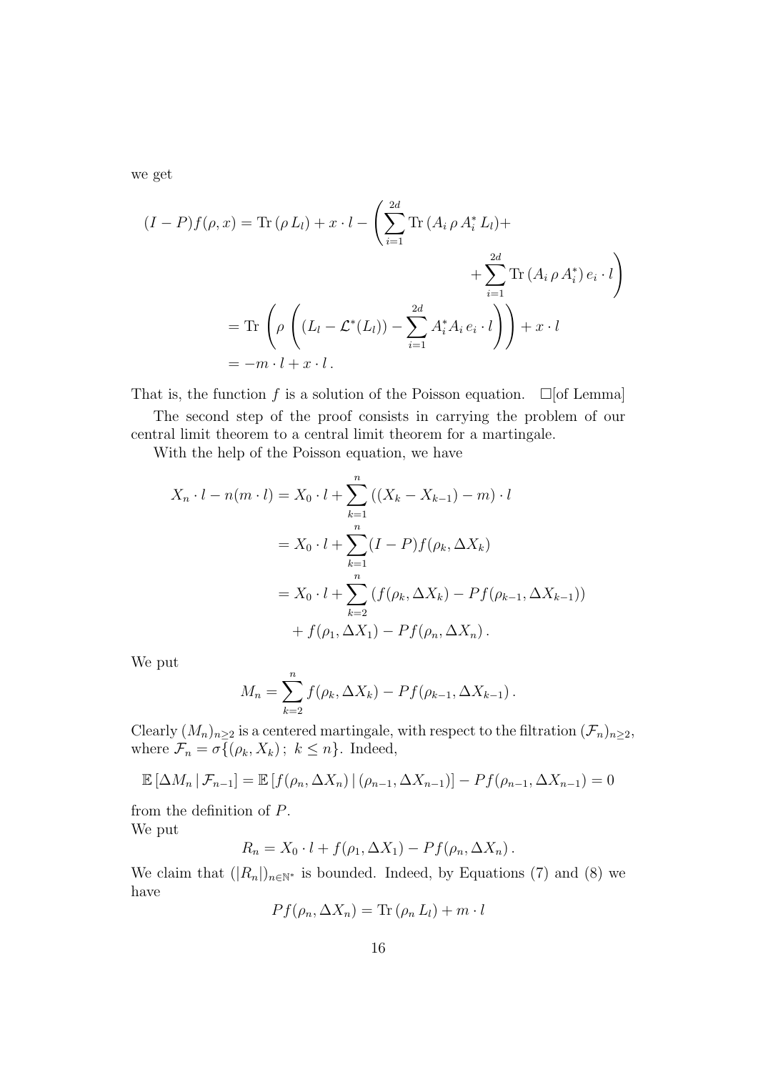we get

$$
\begin{aligned}
(I-P)f(\rho,x) &= \mathrm{Tr}\,(\rho\, L_l) + x\cdot l - \Bigg( \sum_{i=1}^{2d} \mathrm{Tr}\,(A_i\,\rho\, A_i^*\, L_l) + \\
&\qquad\qquad + \sum_{i=1}^{2d} \mathrm{Tr}\,(A_i\,\rho\, A_i^*)\, e_i\cdot l \Bigg) \\
&= \mathrm{Tr}\,\left( \rho \left( (L_l - \mathcal{L}^*(L_l)) - \sum_{i=1}^{2d} A_i^* A_i\, e_i \cdot l \right) \right) + x\cdot l \\
&= -m\cdot l + x\cdot l\,.
\end{aligned}
$$

That is, the function $f$ is a solution of the Poisson equation. $\square$[of Lemma]

The second step of the proof consists in carrying the problem of our central limit theorem to a central limit theorem for a martingale.

With the help of the Poisson equation, we have

$$
\begin{aligned}
X_n\cdot l - n(m\cdot l) &= X_0\cdot l + \sum_{k=1}^{n} \left( (X_k - X_{k-1}) - m \right)\cdot l \\
&= X_0\cdot l + \sum_{k=1}^{n} (I-P) f(\rho_k, \Delta X_k) \\
&= X_0\cdot l + \sum_{k=2}^{n} \left( f(\rho_k, \Delta X_k) - Pf(\rho_{k-1}, \Delta X_{k-1}) \right) \\
&\quad + f(\rho_1, \Delta X_1) - Pf(\rho_n, \Delta X_n)\,.
\end{aligned}
$$

We put

$$
M_n = \sum_{k=2}^{n} f(\rho_k, \Delta X_k) - Pf(\rho_{k-1}, \Delta X_{k-1})\,.
$$

Clearly $(M_n)_{n\geq 2}$ is a centered martingale, with respect to the filtration $(\mathcal{F}_n)_{n\geq 2}$, where $\mathcal{F}_n = \sigma\{(\rho_k, X_k)\,;\ k\leq n\}$. Indeed,

$$
\mathbb{E}\left[\Delta M_n \,|\, \mathcal{F}_{n-1}\right] = \mathbb{E}\left[ f(\rho_n, \Delta X_n) \,|\, (\rho_{n-1}, \Delta X_{n-1}) \right] - Pf(\rho_{n-1}, \Delta X_{n-1}) = 0
$$

from the definition of $P$.
We put

$$
R_n = X_0\cdot l + f(\rho_1, \Delta X_1) - Pf(\rho_n, \Delta X_n)\,.
$$

We claim that $(|R_n|)_{n\in\mathbb{N}^*}$ is bounded. Indeed, by Equations (7) and (8) we have

$$
Pf(\rho_n, \Delta X_n) = \mathrm{Tr}\,(\rho_n\, L_l) + m\cdot l
$$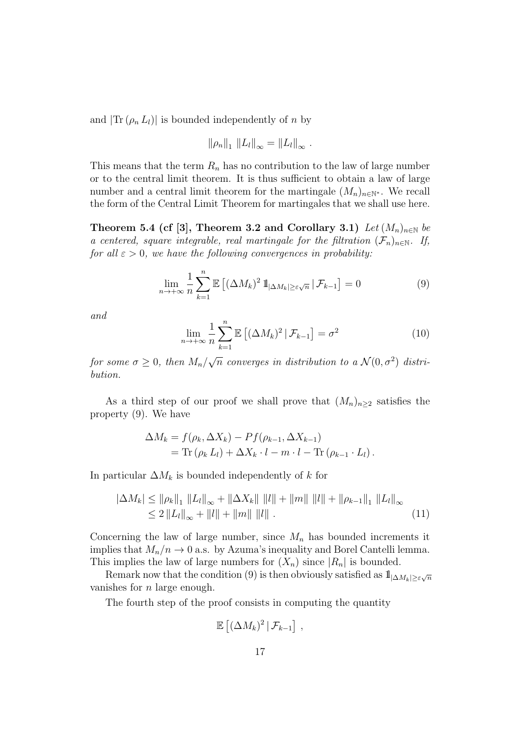and $|\mathrm{Tr}\,(\rho_n\, L_l)|$ is bounded independently of $n$ by

$$\|\rho_n\|_1\, \|L_l\|_\infty = \|L_l\|_\infty\, .$$

This means that the term $R_n$ has no contribution to the law of large number or to the central limit theorem. It is thus sufficient to obtain a law of large number and a central limit theorem for the martingale $(M_n)_{n\in\mathbb{N}^*}$. We recall the form of the Central Limit Theorem for martingales that we shall use here.

**Theorem 5.4 (cf [3], Theorem 3.2 and Corollary 3.1)** *Let $(M_n)_{n\in\mathbb{N}}$ be a centered, square integrable, real martingale for the filtration $(\mathcal{F}_n)_{n\in\mathbb{N}}$. If, for all $\varepsilon > 0$, we have the following convergences in probability:*

$$\lim_{n\to+\infty} \frac{1}{n}\sum_{k=1}^{n} \mathbb{E}\left[(\Delta M_k)^2\, \mathbb{1}_{|\Delta M_k|\geq\varepsilon\sqrt{n}}\,|\,\mathcal{F}_{k-1}\right] = 0 \tag{9}$$

*and*

$$\lim_{n\to+\infty} \frac{1}{n}\sum_{k=1}^{n} \mathbb{E}\left[(\Delta M_k)^2\,|\,\mathcal{F}_{k-1}\right] = \sigma^2 \tag{10}$$

*for some $\sigma \geq 0$, then $M_n/\sqrt{n}$ converges in distribution to a $\mathcal{N}(0,\sigma^2)$ distribution.*

As a third step of our proof we shall prove that $(M_n)_{n\geq 2}$ satisfies the property (9). We have

$$\begin{aligned}
\Delta M_k &= f(\rho_k, \Delta X_k) - Pf(\rho_{k-1}, \Delta X_{k-1}) \\
&= \mathrm{Tr}\,(\rho_k\, L_l) + \Delta X_k \cdot l - m\cdot l - \mathrm{Tr}\,(\rho_{k-1}\cdot L_l)\,.
\end{aligned}$$

In particular $\Delta M_k$ is bounded independently of $k$ for

$$\begin{aligned}
|\Delta M_k| &\leq \|\rho_k\|_1\, \|L_l\|_\infty + \|\Delta X_k\|\, \|l\| + \|m\|\, \|l\| + \|\rho_{k-1}\|_1\, \|L_l\|_\infty \\
&\leq 2\,\|L_l\|_\infty + \|l\| + \|m\|\, \|l\|\, .
\end{aligned} \tag{11}$$

Concerning the law of large number, since $M_n$ has bounded increments it implies that $M_n/n \to 0$ a.s. by Azuma's inequality and Borel Cantelli lemma. This implies the law of large numbers for $(X_n)$ since $|R_n|$ is bounded.

Remark now that the condition (9) is then obviously satisfied as $\mathbb{1}_{|\Delta M_k|\geq\varepsilon\sqrt{n}}$ vanishes for $n$ large enough.

The fourth step of the proof consists in computing the quantity

$$\mathbb{E}\left[(\Delta M_k)^2\,|\,\mathcal{F}_{k-1}\right]\, ,$$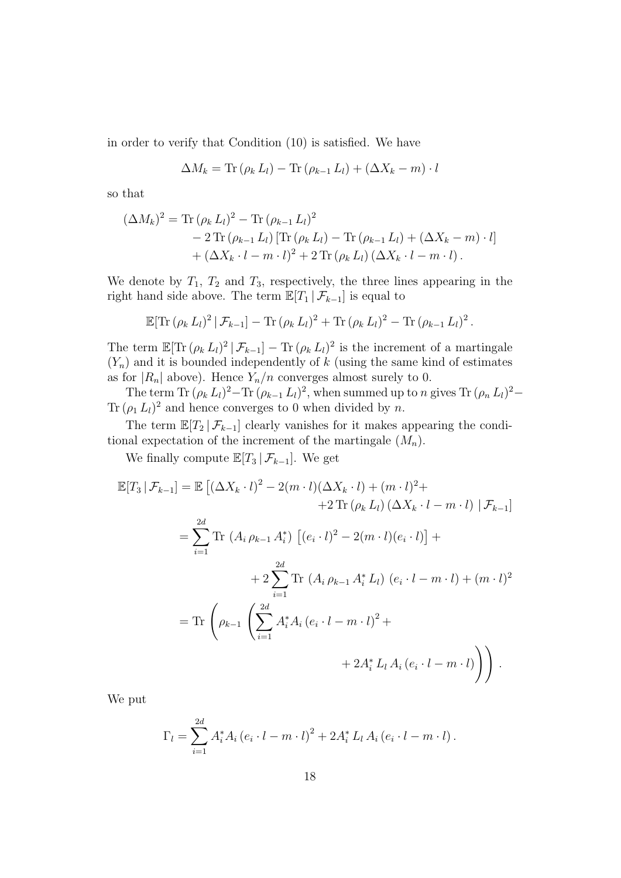in order to verify that Condition (10) is satisfied. We have

$$\Delta M_k = \operatorname{Tr}(\rho_k L_l) - \operatorname{Tr}(\rho_{k-1} L_l) + (\Delta X_k - m) \cdot l$$

so that

$$\begin{aligned}
(\Delta M_k)^2 = & \operatorname{Tr}(\rho_k L_l)^2 - \operatorname{Tr}(\rho_{k-1} L_l)^2 \\
& - 2 \operatorname{Tr}(\rho_{k-1} L_l) \left[\operatorname{Tr}(\rho_k L_l) - \operatorname{Tr}(\rho_{k-1} L_l) + (\Delta X_k - m) \cdot l\right] \\
& + (\Delta X_k \cdot l - m \cdot l)^2 + 2 \operatorname{Tr}(\rho_k L_l) (\Delta X_k \cdot l - m \cdot l) .
\end{aligned}$$

We denote by $T_1$, $T_2$ and $T_3$, respectively, the three lines appearing in the right hand side above. The term $\mathbb{E}[T_1 \,|\, \mathcal{F}_{k-1}]$ is equal to

$$\mathbb{E}[\operatorname{Tr}(\rho_k L_l)^2 \,|\, \mathcal{F}_{k-1}] - \operatorname{Tr}(\rho_k L_l)^2 + \operatorname{Tr}(\rho_k L_l)^2 - \operatorname{Tr}(\rho_{k-1} L_l)^2 .$$

The term $\mathbb{E}[\operatorname{Tr}(\rho_k L_l)^2 \,|\, \mathcal{F}_{k-1}] - \operatorname{Tr}(\rho_k L_l)^2$ is the increment of a martingale $(Y_n)$ and it is bounded independently of $k$ (using the same kind of estimates as for $|R_n|$ above). Hence $Y_n/n$ converges almost surely to 0.

The term $\operatorname{Tr}(\rho_k L_l)^2 - \operatorname{Tr}(\rho_{k-1} L_l)^2$, when summed up to $n$ gives $\operatorname{Tr}(\rho_n L_l)^2 - \operatorname{Tr}(\rho_1 L_l)^2$ and hence converges to 0 when divided by $n$.

The term $\mathbb{E}[T_2 \,|\, \mathcal{F}_{k-1}]$ clearly vanishes for it makes appearing the conditional expectation of the increment of the martingale $(M_n)$.

We finally compute $\mathbb{E}[T_3 \,|\, \mathcal{F}_{k-1}]$. We get

$$\begin{aligned}
\mathbb{E}[T_3 \,|\, \mathcal{F}_{k-1}] &= \mathbb{E}\left[(\Delta X_k \cdot l)^2 - 2(m \cdot l)(\Delta X_k \cdot l) + (m \cdot l)^2 + \right. \\
&\qquad\qquad \left. + 2 \operatorname{Tr}(\rho_k L_l) (\Delta X_k \cdot l - m \cdot l) \,|\, \mathcal{F}_{k-1}\right] \\
&= \sum_{i=1}^{2d} \operatorname{Tr}\left(A_i \, \rho_{k-1} \, A_i^*\right) \left[(e_i \cdot l)^2 - 2(m \cdot l)(e_i \cdot l)\right] + \\
&\qquad\qquad + 2 \sum_{i=1}^{2d} \operatorname{Tr}\left(A_i \, \rho_{k-1} \, A_i^* \, L_l\right) \, (e_i \cdot l - m \cdot l) + (m \cdot l)^2 \\
&= \operatorname{Tr}\left(\rho_{k-1} \left(\sum_{i=1}^{2d} A_i^* A_i \, (e_i \cdot l - m \cdot l)^2 + \right.\right. \\
&\qquad\qquad \left.\left. + 2 A_i^* \, L_l \, A_i \, (e_i \cdot l - m \cdot l)\right)\right) .
\end{aligned}$$

We put

$$\Gamma_l = \sum_{i=1}^{2d} A_i^* A_i \, (e_i \cdot l - m \cdot l)^2 + 2 A_i^* \, L_l \, A_i \, (e_i \cdot l - m \cdot l) .$$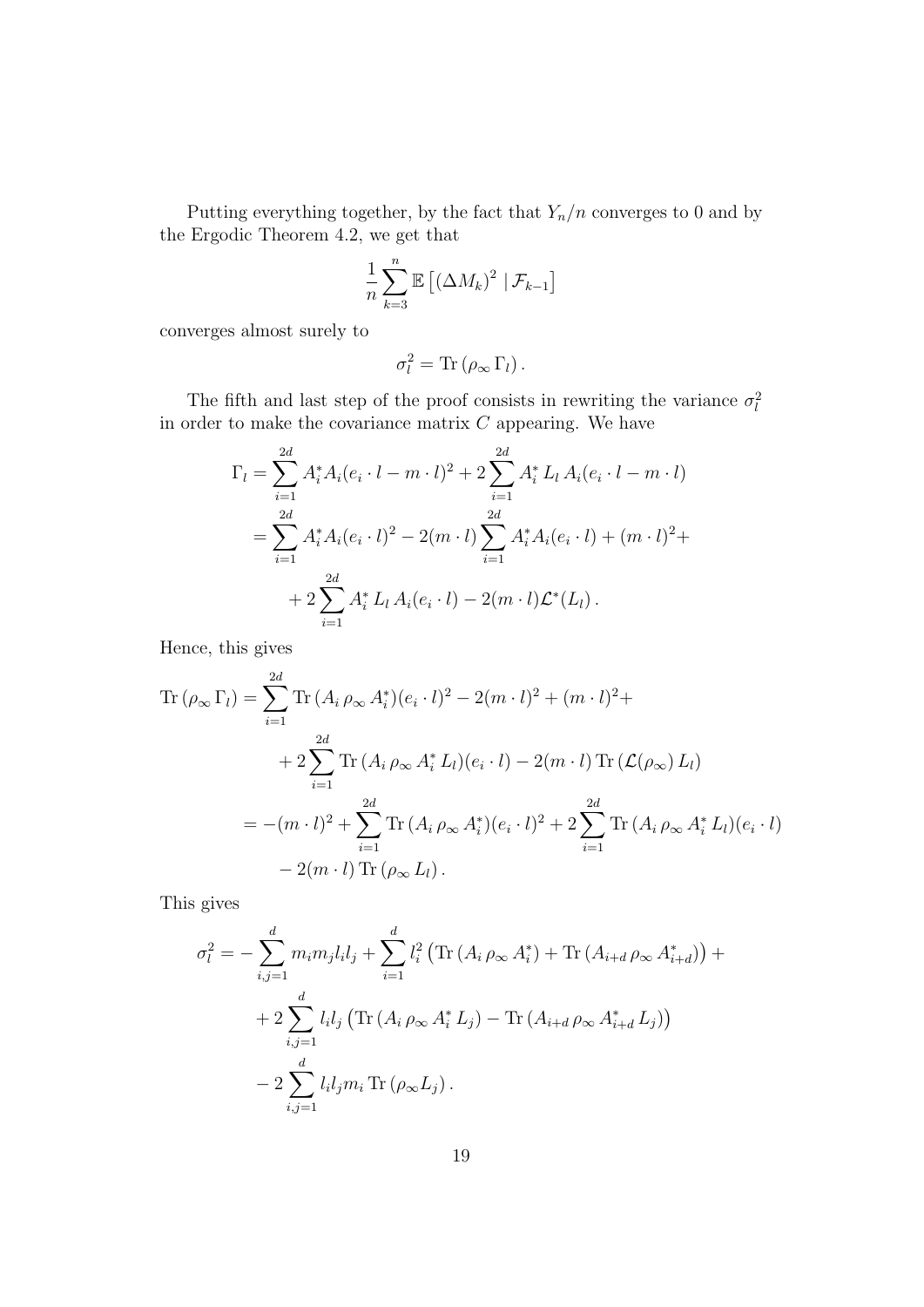Putting everything together, by the fact that $Y_n/n$ converges to 0 and by the Ergodic Theorem 4.2, we get that

$$\frac{1}{n}\sum_{k=3}^{n} \mathbb{E}\left[(\Delta M_k)^2 \mid \mathcal{F}_{k-1}\right]$$

converges almost surely to

$$\sigma_l^2 = \operatorname{Tr}\left(\rho_\infty \, \Gamma_l\right).$$

The fifth and last step of the proof consists in rewriting the variance $\sigma_l^2$ in order to make the covariance matrix $C$ appearing. We have

$$\begin{aligned}
\Gamma_l &= \sum_{i=1}^{2d} A_i^* A_i (e_i \cdot l - m \cdot l)^2 + 2\sum_{i=1}^{2d} A_i^* \, L_l \, A_i (e_i \cdot l - m \cdot l) \\
&= \sum_{i=1}^{2d} A_i^* A_i (e_i \cdot l)^2 - 2(m \cdot l)\sum_{i=1}^{2d} A_i^* A_i (e_i \cdot l) + (m \cdot l)^2 + \\
&\quad + 2\sum_{i=1}^{2d} A_i^* \, L_l \, A_i (e_i \cdot l) - 2(m \cdot l)\mathcal{L}^*(L_l)\,.
\end{aligned}$$

Hence, this gives

$$\begin{aligned}
\operatorname{Tr}\left(\rho_\infty \, \Gamma_l\right) &= \sum_{i=1}^{2d} \operatorname{Tr}\left(A_i \, \rho_\infty \, A_i^*\right)(e_i \cdot l)^2 - 2(m \cdot l)^2 + (m \cdot l)^2 + \\
&\quad + 2\sum_{i=1}^{2d} \operatorname{Tr}\left(A_i \, \rho_\infty \, A_i^* \, L_l\right)(e_i \cdot l) - 2(m \cdot l)\operatorname{Tr}\left(\mathcal{L}(\rho_\infty) \, L_l\right) \\
&= -(m \cdot l)^2 + \sum_{i=1}^{2d} \operatorname{Tr}\left(A_i \, \rho_\infty \, A_i^*\right)(e_i \cdot l)^2 + 2\sum_{i=1}^{2d} \operatorname{Tr}\left(A_i \, \rho_\infty \, A_i^* \, L_l\right)(e_i \cdot l) \\
&\quad - 2(m \cdot l)\operatorname{Tr}\left(\rho_\infty \, L_l\right).
\end{aligned}$$

This gives

$$\begin{aligned}
\sigma_l^2 = &-\sum_{i,j=1}^{d} m_i m_j l_i l_j + \sum_{i=1}^{d} l_i^2 \left(\operatorname{Tr}\left(A_i \, \rho_\infty \, A_i^*\right) + \operatorname{Tr}\left(A_{i+d} \, \rho_\infty \, A_{i+d}^*\right)\right) + \\
&+ 2\sum_{i,j=1}^{d} l_i l_j \left(\operatorname{Tr}\left(A_i \, \rho_\infty \, A_i^* \, L_j\right) - \operatorname{Tr}\left(A_{i+d} \, \rho_\infty \, A_{i+d}^* \, L_j\right)\right) \\
&- 2\sum_{i,j=1}^{d} l_i l_j m_i \operatorname{Tr}\left(\rho_\infty L_j\right).
\end{aligned}$$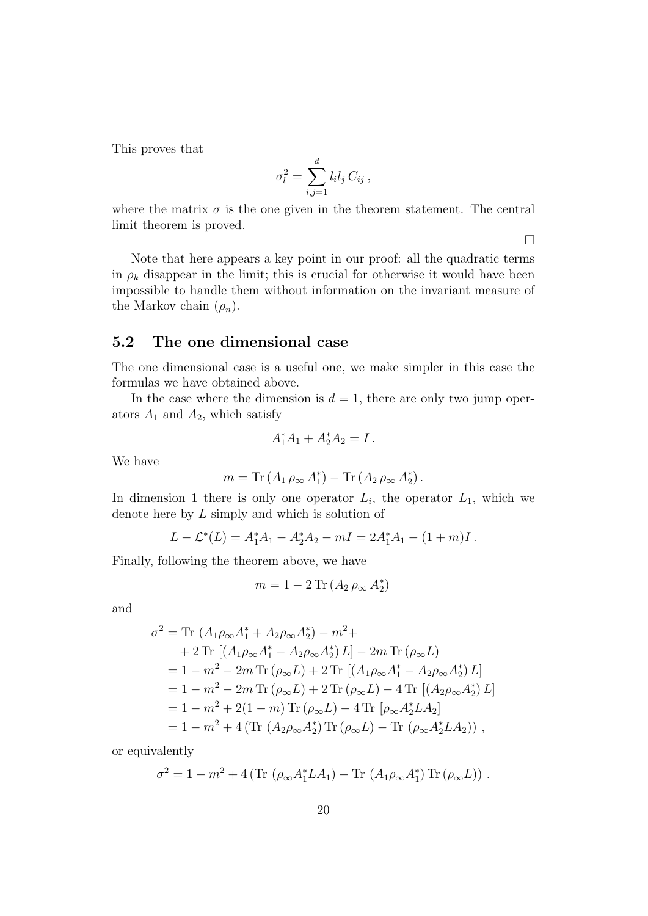This proves that

$$\sigma_l^2 = \sum_{i,j=1}^{d} l_i l_j \, C_{ij} \, ,$$

where the matrix $\sigma$ is the one given in the theorem statement. The central limit theorem is proved.

□

Note that here appears a key point in our proof: all the quadratic terms in $\rho_k$ disappear in the limit; this is crucial for otherwise it would have been impossible to handle them without information on the invariant measure of the Markov chain $(\rho_n)$.

## 5.2 The one dimensional case

The one dimensional case is a useful one, we make simpler in this case the formulas we have obtained above.

In the case where the dimension is $d = 1$, there are only two jump operators $A_1$ and $A_2$, which satisfy

$$A_1^* A_1 + A_2^* A_2 = I \, .$$

We have

$$m = \mathrm{Tr}\,(A_1 \, \rho_\infty \, A_1^*) - \mathrm{Tr}\,(A_2 \, \rho_\infty \, A_2^*) \, .$$

In dimension 1 there is only one operator $L_i$, the operator $L_1$, which we denote here by $L$ simply and which is solution of

$$L - \mathcal{L}^*(L) = A_1^* A_1 - A_2^* A_2 - mI = 2A_1^* A_1 - (1+m)I \, .$$

Finally, following the theorem above, we have

$$m = 1 - 2\,\mathrm{Tr}\,(A_2 \, \rho_\infty \, A_2^*)$$

and

$$\begin{aligned}
\sigma^2 &= \mathrm{Tr}\,\left(A_1 \rho_\infty A_1^* + A_2 \rho_\infty A_2^*\right) - m^2 + \\
&\quad + 2\,\mathrm{Tr}\,\left[\left(A_1 \rho_\infty A_1^* - A_2 \rho_\infty A_2^*\right) L\right] - 2m\,\mathrm{Tr}\,(\rho_\infty L) \\
&= 1 - m^2 - 2m\,\mathrm{Tr}\,(\rho_\infty L) + 2\,\mathrm{Tr}\,\left[\left(A_1 \rho_\infty A_1^* - A_2 \rho_\infty A_2^*\right) L\right] \\
&= 1 - m^2 - 2m\,\mathrm{Tr}\,(\rho_\infty L) + 2\,\mathrm{Tr}\,(\rho_\infty L) - 4\,\mathrm{Tr}\,\left[\left(A_2 \rho_\infty A_2^*\right) L\right] \\
&= 1 - m^2 + 2(1-m)\,\mathrm{Tr}\,(\rho_\infty L) - 4\,\mathrm{Tr}\,\left[\rho_\infty A_2^* L A_2\right] \\
&= 1 - m^2 + 4\left(\mathrm{Tr}\,\left(A_2 \rho_\infty A_2^*\right) \mathrm{Tr}\,(\rho_\infty L) - \mathrm{Tr}\,\left(\rho_\infty A_2^* L A_2\right)\right) \, ,
\end{aligned}$$

or equivalently

$$\sigma^2 = 1 - m^2 + 4\left(\mathrm{Tr}\,\left(\rho_\infty A_1^* L A_1\right) - \mathrm{Tr}\,\left(A_1 \rho_\infty A_1^*\right) \mathrm{Tr}\,(\rho_\infty L)\right) \, .$$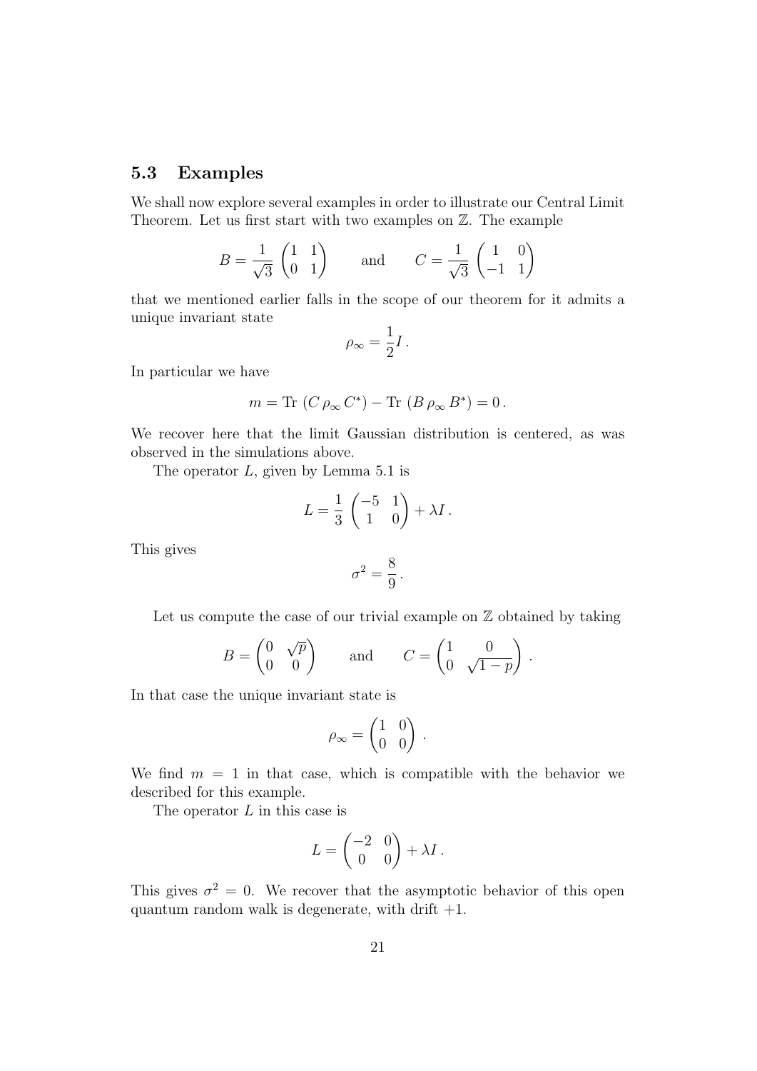### 5.3 Examples

We shall now explore several examples in order to illustrate our Central Limit Theorem. Let us first start with two examples on $\mathbb{Z}$. The example

$$B = \frac{1}{\sqrt{3}} \begin{pmatrix} 1 & 1 \\ 0 & 1 \end{pmatrix} \qquad \text{and} \qquad C = \frac{1}{\sqrt{3}} \begin{pmatrix} 1 & 0 \\ -1 & 1 \end{pmatrix}$$

that we mentioned earlier falls in the scope of our theorem for it admits a unique invariant state

$$\rho_\infty = \frac{1}{2} I \,.$$

In particular we have

$$m = \text{Tr}\,(C\,\rho_\infty\,C^*) - \text{Tr}\,(B\,\rho_\infty\,B^*) = 0\,.$$

We recover here that the limit Gaussian distribution is centered, as was observed in the simulations above.

The operator $L$, given by Lemma 5.1 is

$$L = \frac{1}{3} \begin{pmatrix} -5 & 1 \\ 1 & 0 \end{pmatrix} + \lambda I \,.$$

This gives

$$\sigma^2 = \frac{8}{9}\,.$$

Let us compute the case of our trivial example on $\mathbb{Z}$ obtained by taking

$$B = \begin{pmatrix} 0 & \sqrt{p} \\ 0 & 0 \end{pmatrix} \qquad \text{and} \qquad C = \begin{pmatrix} 1 & 0 \\ 0 & \sqrt{1-p} \end{pmatrix}\,.$$

In that case the unique invariant state is

$$\rho_\infty = \begin{pmatrix} 1 & 0 \\ 0 & 0 \end{pmatrix}\,.$$

We find $m = 1$ in that case, which is compatible with the behavior we described for this example.

The operator $L$ in this case is

$$L = \begin{pmatrix} -2 & 0 \\ 0 & 0 \end{pmatrix} + \lambda I \,.$$

This gives $\sigma^2 = 0$. We recover that the asymptotic behavior of this open quantum random walk is degenerate, with drift $+1$.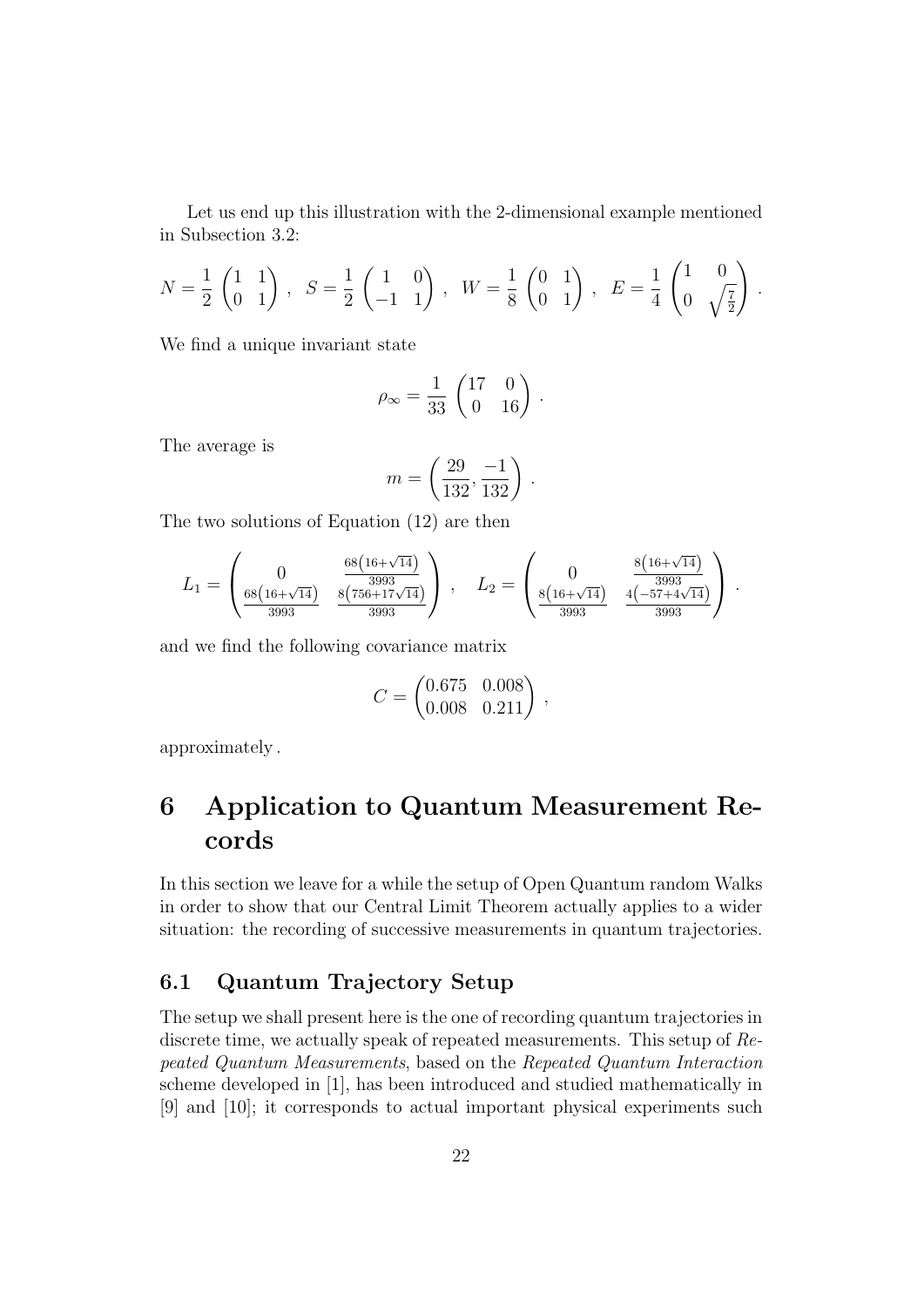Let us end up this illustration with the 2-dimensional example mentioned in Subsection 3.2:

$$N = \frac{1}{2}\begin{pmatrix}1 & 1\\ 0 & 1\end{pmatrix}, \quad S = \frac{1}{2}\begin{pmatrix}1 & 0\\ -1 & 1\end{pmatrix}, \quad W = \frac{1}{8}\begin{pmatrix}0 & 1\\ 0 & 1\end{pmatrix}, \quad E = \frac{1}{4}\begin{pmatrix}1 & 0\\ 0 & \sqrt{\frac{7}{2}}\end{pmatrix}.$$

We find a unique invariant state

$$\rho_\infty = \frac{1}{33}\begin{pmatrix}17 & 0\\ 0 & 16\end{pmatrix}.$$

The average is

$$m = \left(\frac{29}{132}, \frac{-1}{132}\right).$$

The two solutions of Equation (12) are then

$$L_1 = \begin{pmatrix}0 & \frac{68\left(16+\sqrt{14}\right)}{3993}\\ \frac{68\left(16+\sqrt{14}\right)}{3993} & \frac{8\left(756+17\sqrt{14}\right)}{3993}\end{pmatrix}, \quad L_2 = \begin{pmatrix}0 & \frac{8\left(16+\sqrt{14}\right)}{3993}\\ \frac{8\left(16+\sqrt{14}\right)}{3993} & \frac{4\left(-57+4\sqrt{14}\right)}{3993}\end{pmatrix}.$$

and we find the following covariance matrix

$$C = \begin{pmatrix}0.675 & 0.008\\ 0.008 & 0.211\end{pmatrix},$$

approximately.

# 6 Application to Quantum Measurement Records

In this section we leave for a while the setup of Open Quantum random Walks in order to show that our Central Limit Theorem actually applies to a wider situation: the recording of successive measurements in quantum trajectories.

## 6.1 Quantum Trajectory Setup

The setup we shall present here is the one of recording quantum trajectories in discrete time, we actually speak of repeated measurements. This setup of *Repeated Quantum Measurements*, based on the *Repeated Quantum Interaction* scheme developed in [1], has been introduced and studied mathematically in [9] and [10]; it corresponds to actual important physical experiments such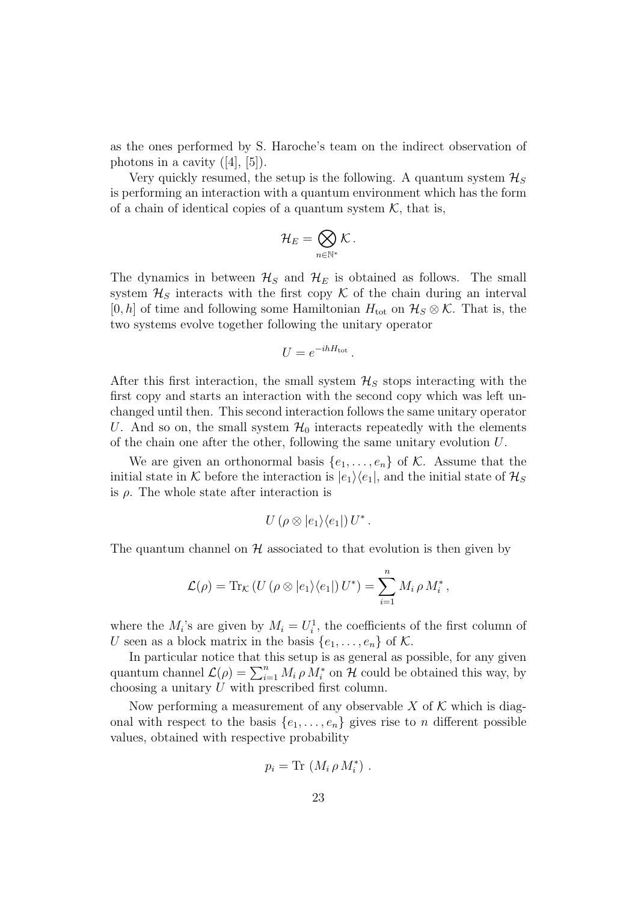as the ones performed by S. Haroche's team on the indirect observation of photons in a cavity ([4], [5]).

Very quickly resumed, the setup is the following. A quantum system $\mathcal{H}_S$ is performing an interaction with a quantum environment which has the form of a chain of identical copies of a quantum system $\mathcal{K}$, that is,

$$\mathcal{H}_E = \bigotimes_{n\in\mathbb{N}^*} \mathcal{K}\,.$$

The dynamics in between $\mathcal{H}_S$ and $\mathcal{H}_E$ is obtained as follows. The small system $\mathcal{H}_S$ interacts with the first copy $\mathcal{K}$ of the chain during an interval $[0, h]$ of time and following some Hamiltonian $H_{\text{tot}}$ on $\mathcal{H}_S \otimes \mathcal{K}$. That is, the two systems evolve together following the unitary operator

$$U = e^{-ihH_{\text{tot}}}\,.$$

After this first interaction, the small system $\mathcal{H}_S$ stops interacting with the first copy and starts an interaction with the second copy which was left unchanged until then. This second interaction follows the same unitary operator $U$. And so on, the small system $\mathcal{H}_0$ interacts repeatedly with the elements of the chain one after the other, following the same unitary evolution $U$.

We are given an orthonormal basis $\{e_1, \ldots, e_n\}$ of $\mathcal{K}$. Assume that the initial state in $\mathcal{K}$ before the interaction is $|e_1\rangle\langle e_1|$, and the initial state of $\mathcal{H}_S$ is $\rho$. The whole state after interaction is

$$U\left(\rho \otimes |e_1\rangle\langle e_1|\right)U^*\,.$$

The quantum channel on $\mathcal{H}$ associated to that evolution is then given by

$$\mathcal{L}(\rho) = \operatorname{Tr}_{\mathcal{K}}\left(U\left(\rho \otimes |e_1\rangle\langle e_1|\right)U^*\right) = \sum_{i=1}^{n} M_i\,\rho\,M_i^*\,,$$

where the $M_i$'s are given by $M_i = U_i^1$, the coefficients of the first column of $U$ seen as a block matrix in the basis $\{e_1, \ldots, e_n\}$ of $\mathcal{K}$.

In particular notice that this setup is as general as possible, for any given quantum channel $\mathcal{L}(\rho) = \sum_{i=1}^n M_i\,\rho\,M_i^*$ on $\mathcal{H}$ could be obtained this way, by choosing a unitary $U$ with prescribed first column.

Now performing a measurement of any observable $X$ of $\mathcal{K}$ which is diagonal with respect to the basis $\{e_1, \ldots, e_n\}$ gives rise to $n$ different possible values, obtained with respective probability

$$p_i = \operatorname{Tr}\left(M_i\,\rho\,M_i^*\right)\,.$$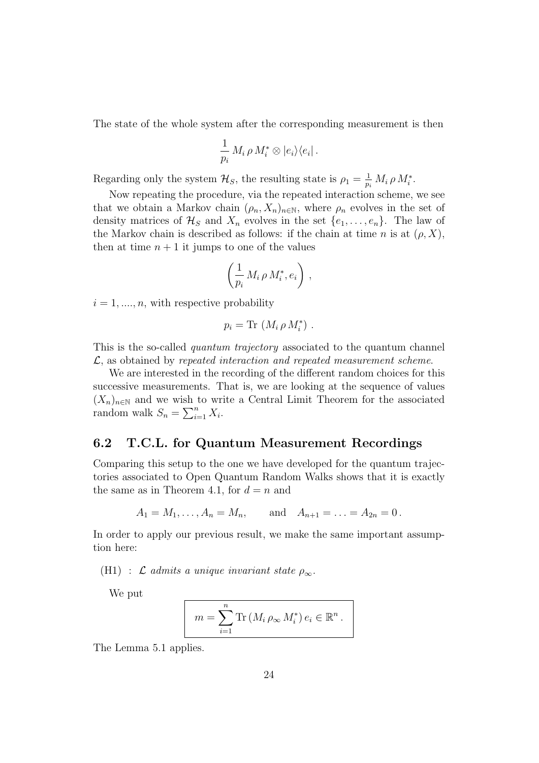The state of the whole system after the corresponding measurement is then

$$\frac{1}{p_i}\, M_i\, \rho\, M_i^* \otimes |e_i\rangle\langle e_i|\,.$$

Regarding only the system $\mathcal{H}_S$, the resulting state is $\rho_1 = \frac{1}{p_i}\, M_i\, \rho\, M_i^*$.

Now repeating the procedure, via the repeated interaction scheme, we see that we obtain a Markov chain $(\rho_n, X_n)_{n\in\mathbb{N}}$, where $\rho_n$ evolves in the set of density matrices of $\mathcal{H}_S$ and $X_n$ evolves in the set $\{e_1, \ldots, e_n\}$. The law of the Markov chain is described as follows: if the chain at time $n$ is at $(\rho, X)$, then at time $n+1$ it jumps to one of the values

$$\left(\frac{1}{p_i}\, M_i\, \rho\, M_i^*, e_i\right)\,,$$

$i = 1, ...., n$, with respective probability

$$p_i = \mathrm{Tr}\,\left(M_i\, \rho\, M_i^*\right)\,.$$

This is the so-called *quantum trajectory* associated to the quantum channel $\mathcal{L}$, as obtained by *repeated interaction and repeated measurement scheme*.

We are interested in the recording of the different random choices for this successive measurements. That is, we are looking at the sequence of values $(X_n)_{n\in\mathbb{N}}$ and we wish to write a Central Limit Theorem for the associated random walk $S_n = \sum_{i=1}^n X_i$.

## 6.2 T.C.L. for Quantum Measurement Recordings

Comparing this setup to the one we have developed for the quantum trajectories associated to Open Quantum Random Walks shows that it is exactly the same as in Theorem 4.1, for $d = n$ and

$$A_1 = M_1, \ldots, A_n = M_n, \qquad \text{and} \quad A_{n+1} = \ldots = A_{2n} = 0\,.$$

In order to apply our previous result, we make the same important assumption here:

(H1) : *$\mathcal{L}$ admits a unique invariant state $\rho_\infty$.*

We put

$$\boxed{m = \sum_{i=1}^n \mathrm{Tr}\,(M_i\, \rho_\infty\, M_i^*)\, e_i \in \mathbb{R}^n\,.}$$

The Lemma 5.1 applies.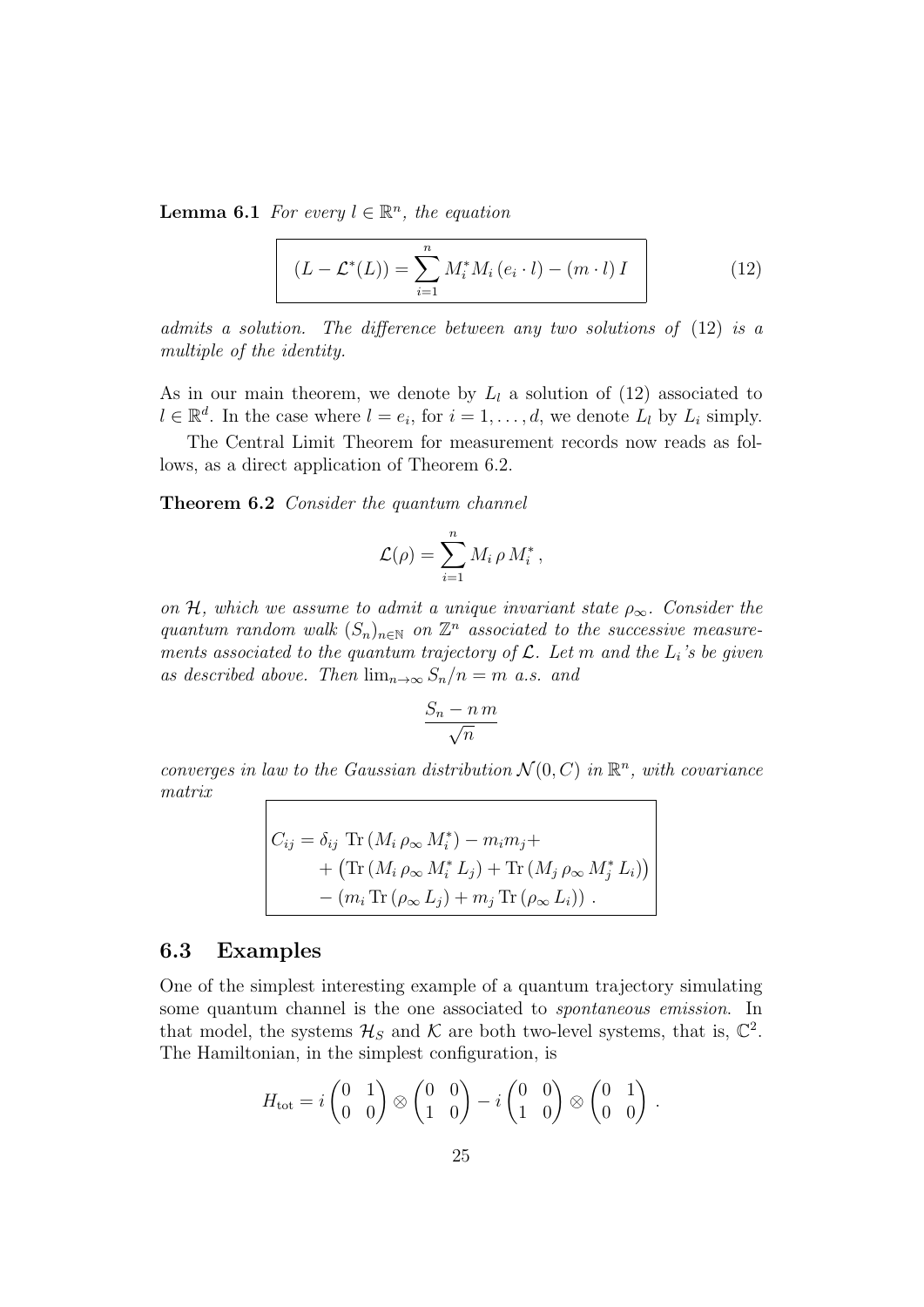**Lemma 6.1** *For every $l \in \mathbb{R}^n$, the equation*

$$
\boxed{(L - \mathcal{L}^*(L)) = \sum_{i=1}^{n} M_i^* M_i \, (e_i \cdot l) - (m \cdot l)\, I} \tag{12}
$$

*admits a solution. The difference between any two solutions of* (12) *is a multiple of the identity.*

As in our main theorem, we denote by $L_l$ a solution of (12) associated to $l \in \mathbb{R}^d$. In the case where $l = e_i$, for $i = 1, \ldots, d$, we denote $L_l$ by $L_i$ simply.

The Central Limit Theorem for measurement records now reads as follows, as a direct application of Theorem 6.2.

**Theorem 6.2** *Consider the quantum channel*

$$
\mathcal{L}(\rho) = \sum_{i=1}^{n} M_i \, \rho \, M_i^* \,,
$$

*on $\mathcal{H}$, which we assume to admit a unique invariant state $\rho_\infty$. Consider the quantum random walk $(S_n)_{n\in\mathbb{N}}$ on $\mathbb{Z}^n$ associated to the successive measurements associated to the quantum trajectory of $\mathcal{L}$. Let $m$ and the $L_i$'s be given as described above. Then $\lim_{n\to\infty} S_n/n = m$ a.s. and*

$$
\frac{S_n - n\, m}{\sqrt{n}}
$$

*converges in law to the Gaussian distribution $\mathcal{N}(0, C)$ in $\mathbb{R}^n$, with covariance matrix*

$$
\boxed{\begin{aligned}
C_{ij} = \delta_{ij} \ &\mathrm{Tr}\,(M_i \, \rho_\infty \, M_i^*) - m_i m_j + \\
&+ \left(\mathrm{Tr}\,(M_i \, \rho_\infty \, M_i^* \, L_j) + \mathrm{Tr}\,(M_j \, \rho_\infty \, M_j^* \, L_i)\right) \\
&- \left(m_i \, \mathrm{Tr}\,(\rho_\infty \, L_j) + m_j \, \mathrm{Tr}\,(\rho_\infty \, L_i)\right) .
\end{aligned}}
$$

## 6.3 Examples

One of the simplest interesting example of a quantum trajectory simulating some quantum channel is the one associated to *spontaneous emission*. In that model, the systems $\mathcal{H}_S$ and $\mathcal{K}$ are both two-level systems, that is, $\mathbb{C}^2$. The Hamiltonian, in the simplest configuration, is

$$
H_{\mathrm{tot}} = i \begin{pmatrix} 0 & 1 \\ 0 & 0 \end{pmatrix} \otimes \begin{pmatrix} 0 & 0 \\ 1 & 0 \end{pmatrix} - i \begin{pmatrix} 0 & 0 \\ 1 & 0 \end{pmatrix} \otimes \begin{pmatrix} 0 & 1 \\ 0 & 0 \end{pmatrix} .
$$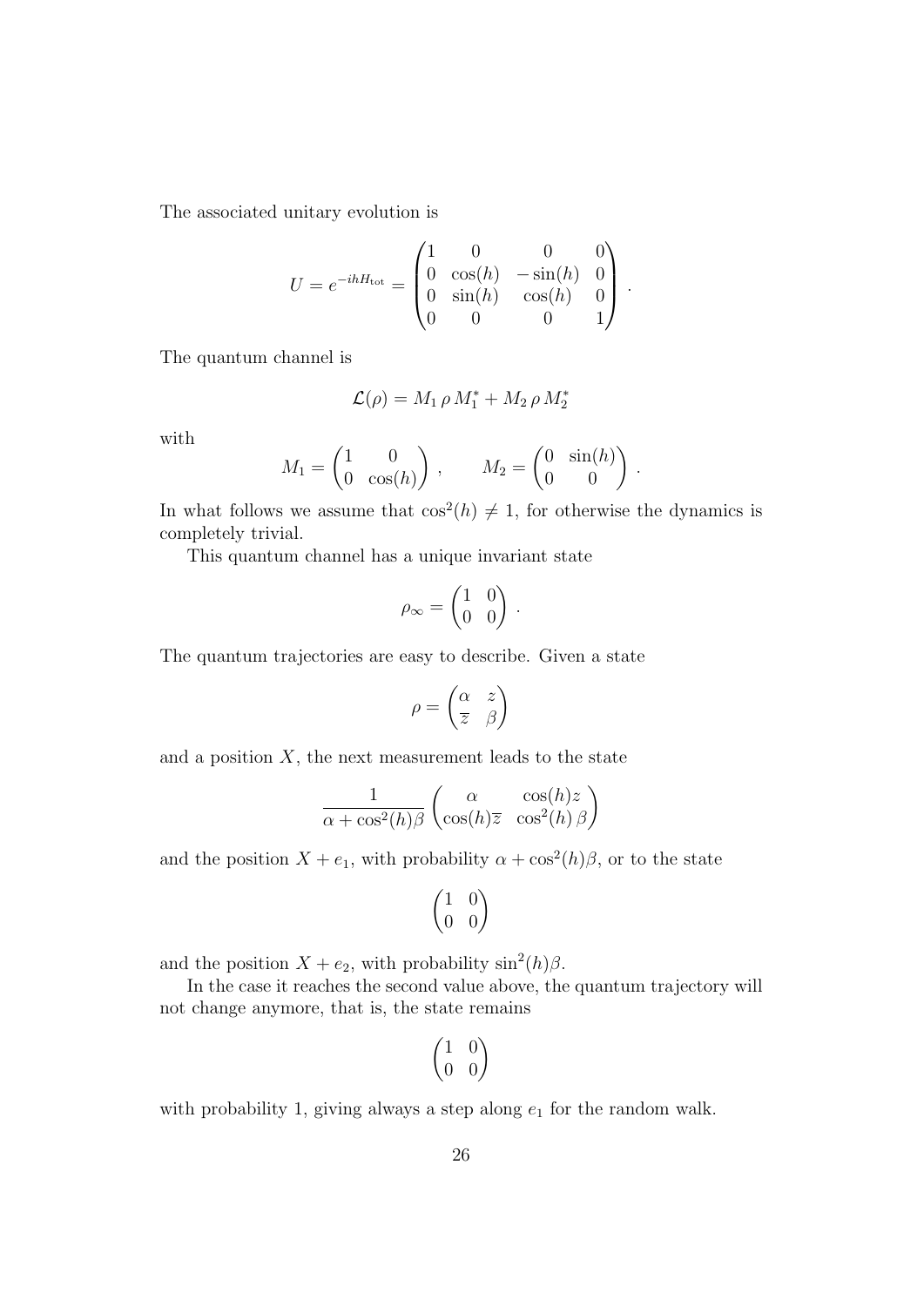The associated unitary evolution is

$$U = e^{-ihH_{\rm tot}} = \begin{pmatrix} 1 & 0 & 0 & 0 \\ 0 & \cos(h) & -\sin(h) & 0 \\ 0 & \sin(h) & \cos(h) & 0 \\ 0 & 0 & 0 & 1 \end{pmatrix} .$$

The quantum channel is

$$\mathcal{L}(\rho) = M_1 \, \rho \, M_1^* + M_2 \, \rho \, M_2^*$$

with

$$M_1 = \begin{pmatrix} 1 & 0 \\ 0 & \cos(h) \end{pmatrix} , \qquad M_2 = \begin{pmatrix} 0 & \sin(h) \\ 0 & 0 \end{pmatrix} .$$

In what follows we assume that $\cos^2(h) \neq 1$, for otherwise the dynamics is completely trivial.

This quantum channel has a unique invariant state

$$\rho_\infty = \begin{pmatrix} 1 & 0 \\ 0 & 0 \end{pmatrix} .$$

The quantum trajectories are easy to describe. Given a state

$$\rho = \begin{pmatrix} \alpha & z \\ \overline{z} & \beta \end{pmatrix}$$

and a position $X$, the next measurement leads to the state

$$\frac{1}{\alpha + \cos^2(h)\beta} \begin{pmatrix} \alpha & \cos(h) z \\ \cos(h)\overline{z} & \cos^2(h) \, \beta \end{pmatrix}$$

and the position $X + e_1$, with probability $\alpha + \cos^2(h)\beta$, or to the state

$$\begin{pmatrix} 1 & 0 \\ 0 & 0 \end{pmatrix}$$

and the position $X + e_2$, with probability $\sin^2(h)\beta$.

In the case it reaches the second value above, the quantum trajectory will not change anymore, that is, the state remains

$$\begin{pmatrix} 1 & 0 \\ 0 & 0 \end{pmatrix}$$

with probability 1, giving always a step along $e_1$ for the random walk.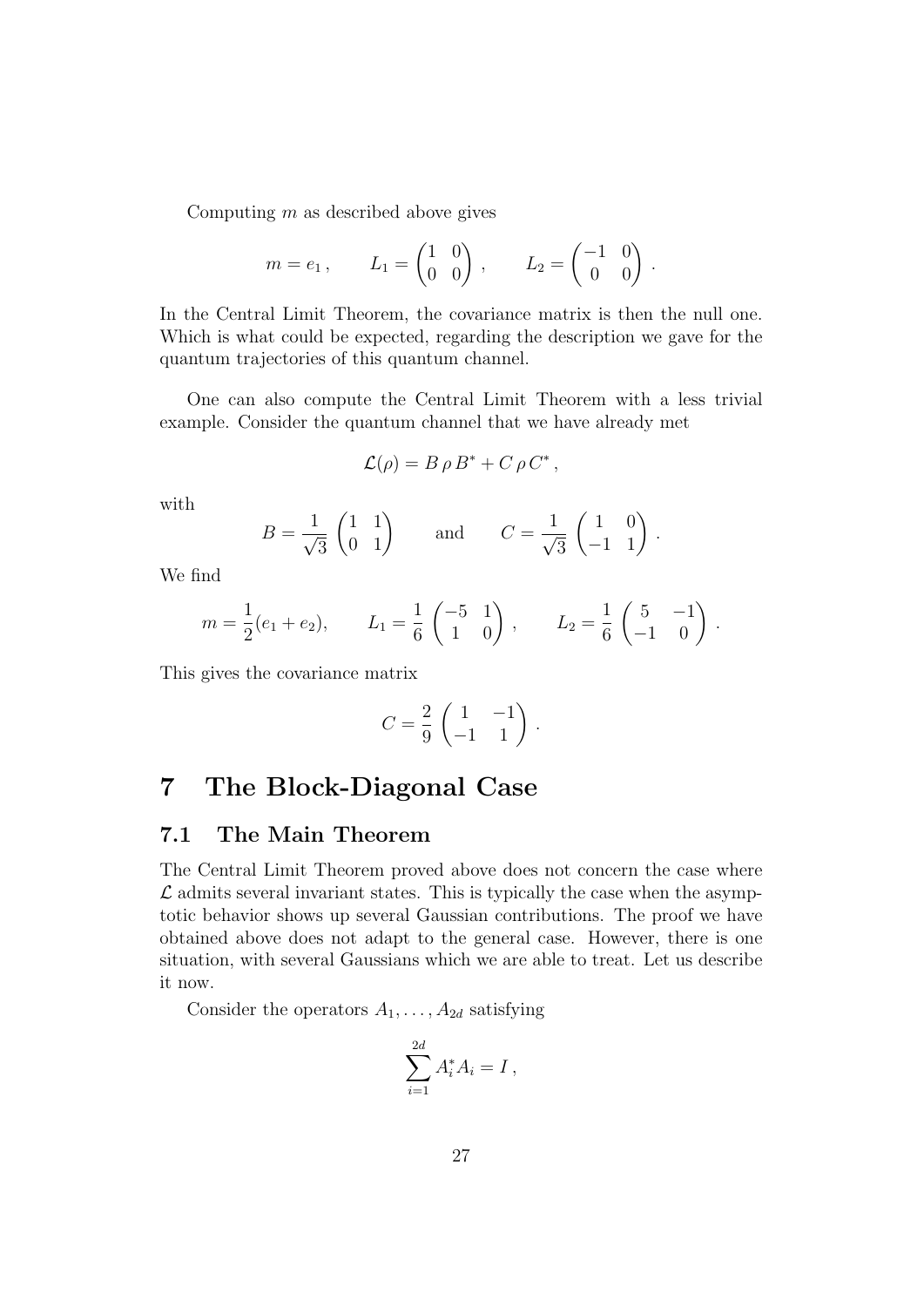Computing $m$ as described above gives

$$m = e_1 \,, \qquad L_1 = \begin{pmatrix} 1 & 0 \\ 0 & 0 \end{pmatrix} \,, \qquad L_2 = \begin{pmatrix} -1 & 0 \\ 0 & 0 \end{pmatrix} \,.$$

In the Central Limit Theorem, the covariance matrix is then the null one. Which is what could be expected, regarding the description we gave for the quantum trajectories of this quantum channel.

One can also compute the Central Limit Theorem with a less trivial example. Consider the quantum channel that we have already met

$$\mathcal{L}(\rho) = B\,\rho\,B^* + C\,\rho\,C^* \,,$$

with

$$B = \frac{1}{\sqrt{3}} \begin{pmatrix} 1 & 1 \\ 0 & 1 \end{pmatrix} \qquad \text{and} \qquad C = \frac{1}{\sqrt{3}} \begin{pmatrix} 1 & 0 \\ -1 & 1 \end{pmatrix} \,.$$

We find

$$m = \frac{1}{2}(e_1 + e_2), \qquad L_1 = \frac{1}{6} \begin{pmatrix} -5 & 1 \\ 1 & 0 \end{pmatrix} \,, \qquad L_2 = \frac{1}{6} \begin{pmatrix} 5 & -1 \\ -1 & 0 \end{pmatrix} \,.$$

This gives the covariance matrix

$$C = \frac{2}{9} \begin{pmatrix} 1 & -1 \\ -1 & 1 \end{pmatrix} \,.$$

# 7 The Block-Diagonal Case

## 7.1 The Main Theorem

The Central Limit Theorem proved above does not concern the case where $\mathcal{L}$ admits several invariant states. This is typically the case when the asymptotic behavior shows up several Gaussian contributions. The proof we have obtained above does not adapt to the general case. However, there is one situation, with several Gaussians which we are able to treat. Let us describe it now.

Consider the operators $A_1, \ldots, A_{2d}$ satisfying

$$\sum_{i=1}^{2d} A_i^* A_i = I \,,$$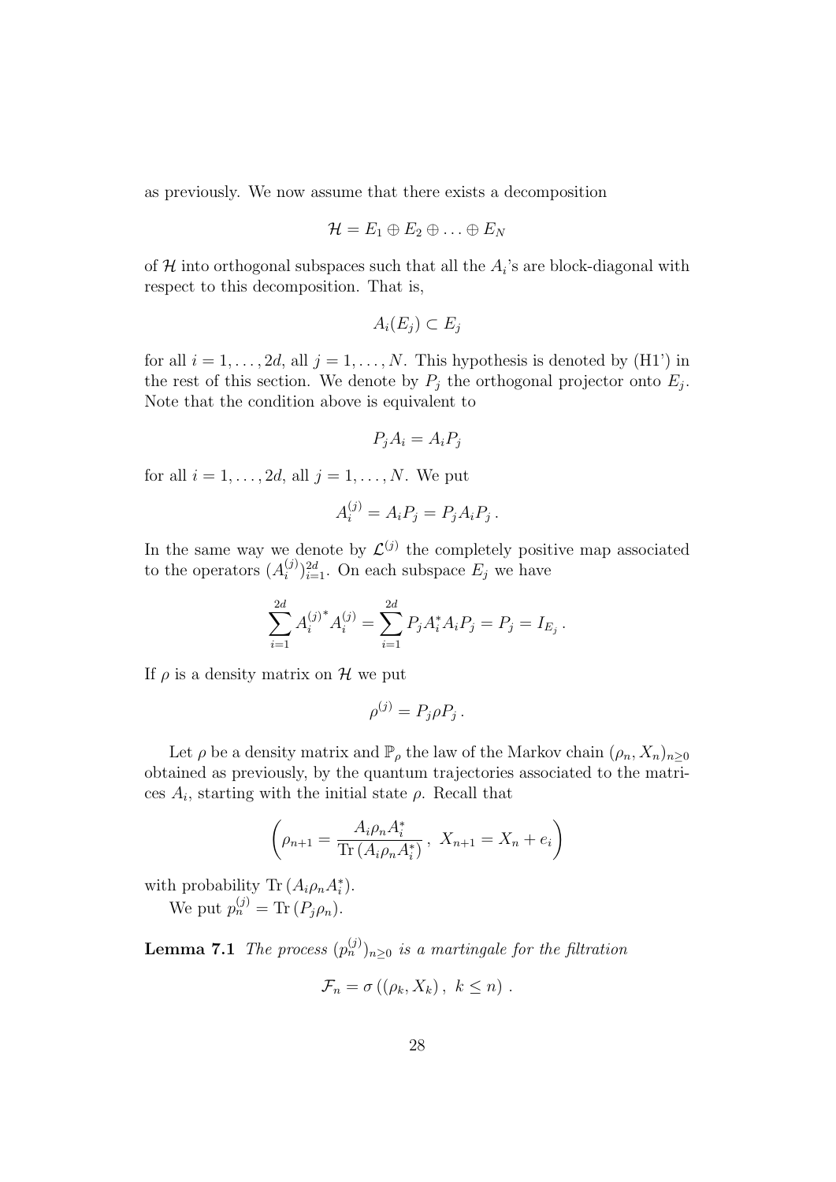as previously. We now assume that there exists a decomposition

$$\mathcal{H} = E_1 \oplus E_2 \oplus \ldots \oplus E_N$$

of $\mathcal{H}$ into orthogonal subspaces such that all the $A_i$'s are block-diagonal with respect to this decomposition. That is,

$$A_i(E_j) \subset E_j$$

for all $i = 1, \ldots, 2d$, all $j = 1, \ldots, N$. This hypothesis is denoted by (H1') in the rest of this section. We denote by $P_j$ the orthogonal projector onto $E_j$. Note that the condition above is equivalent to

$$P_j A_i = A_i P_j$$

for all $i = 1, \ldots, 2d$, all $j = 1, \ldots, N$. We put

$$A_i^{(j)} = A_i P_j = P_j A_i P_j \, .$$

In the same way we denote by $\mathcal{L}^{(j)}$ the completely positive map associated to the operators $(A_i^{(j)})_{i=1}^{2d}$. On each subspace $E_j$ we have

$$\sum_{i=1}^{2d} {A_i^{(j)}}^* A_i^{(j)} = \sum_{i=1}^{2d} P_j A_i^* A_i P_j = P_j = I_{E_j} \, .$$

If $\rho$ is a density matrix on $\mathcal{H}$ we put

$$\rho^{(j)} = P_j \rho P_j \, .$$

Let $\rho$ be a density matrix and $\mathbb{P}_\rho$ the law of the Markov chain $(\rho_n, X_n)_{n \geq 0}$ obtained as previously, by the quantum trajectories associated to the matrices $A_i$, starting with the initial state $\rho$. Recall that

$$\left( \rho_{n+1} = \frac{A_i \rho_n A_i^*}{\mathrm{Tr}\,(A_i \rho_n A_i^*)} \, , \; X_{n+1} = X_n + e_i \right)$$

with probability $\mathrm{Tr}\,(A_i \rho_n A_i^*)$.

We put $p_n^{(j)} = \mathrm{Tr}\,(P_j \rho_n)$.

**Lemma 7.1** *The process $(p_n^{(j)})_{n \geq 0}$ is a martingale for the filtration*

$$\mathcal{F}_n = \sigma \left( (\rho_k, X_k) \, , \; k \leq n \right) .$$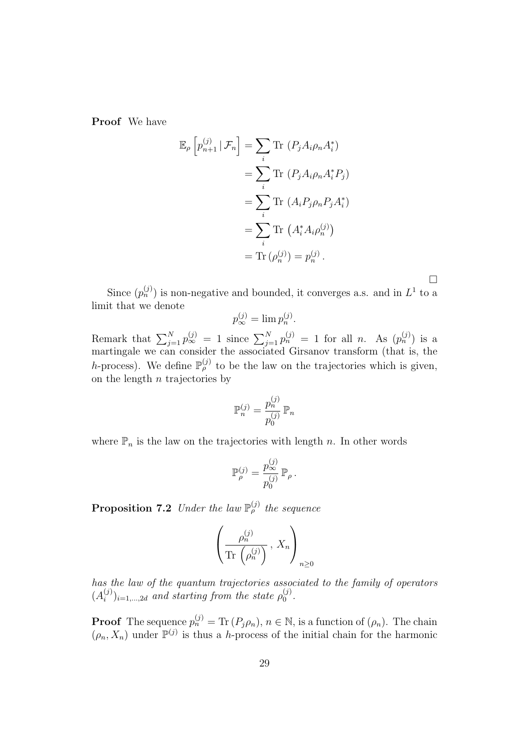**Proof** We have

$$
\begin{aligned}
\mathbb{E}_\rho\left[p_{n+1}^{(j)} \,|\, \mathcal{F}_n\right] &= \sum_i \text{Tr}\,\left(P_j A_i \rho_n A_i^*\right) \\
&= \sum_i \text{Tr}\,\left(P_j A_i \rho_n A_i^* P_j\right) \\
&= \sum_i \text{Tr}\,\left(A_i P_j \rho_n P_j A_i^*\right) \\
&= \sum_i \text{Tr}\,\left(A_i^* A_i \rho_n^{(j)}\right) \\
&= \text{Tr}\,(\rho_n^{(j)}) = p_n^{(j)}\,.
\end{aligned}
$$

□

Since $(p_n^{(j)})$ is non-negative and bounded, it converges a.s. and in $L^1$ to a limit that we denote

$$
p_\infty^{(j)} = \lim p_n^{(j)}.
$$

Remark that $\sum_{j=1}^N p_\infty^{(j)} = 1$ since $\sum_{j=1}^N p_n^{(j)} = 1$ for all $n$. As $(p_n^{(j)})$ is a martingale we can consider the associated Girsanov transform (that is, the $h$-process). We define $\mathbb{P}_\rho^{(j)}$ to be the law on the trajectories which is given, on the length $n$ trajectories by

$$
\mathbb{P}_n^{(j)} = \frac{p_n^{(j)}}{p_0^{(j)}}\,\mathbb{P}_n
$$

where $\mathbb{P}_n$ is the law on the trajectories with length $n$. In other words

$$
\mathbb{P}_\rho^{(j)} = \frac{p_\infty^{(j)}}{p_0^{(j)}}\,\mathbb{P}_\rho\,.
$$

**Proposition 7.2** *Under the law $\mathbb{P}_\rho^{(j)}$ the sequence*

$$
\left(\frac{\rho_n^{(j)}}{\text{Tr}\,\left(\rho_n^{(j)}\right)}\,,\,X_n\right)_{n\geq 0}
$$

*has the law of the quantum trajectories associated to the family of operators $(A_i^{(j)})_{i=1,\ldots,2d}$ and starting from the state $\rho_0^{(j)}$.*

**Proof** The sequence $p_n^{(j)} = \text{Tr}\,(P_j\rho_n)$, $n \in \mathbb{N}$, is a function of $(\rho_n)$. The chain $(\rho_n, X_n)$ under $\mathbb{P}^{(j)}$ is thus a $h$-process of the initial chain for the harmonic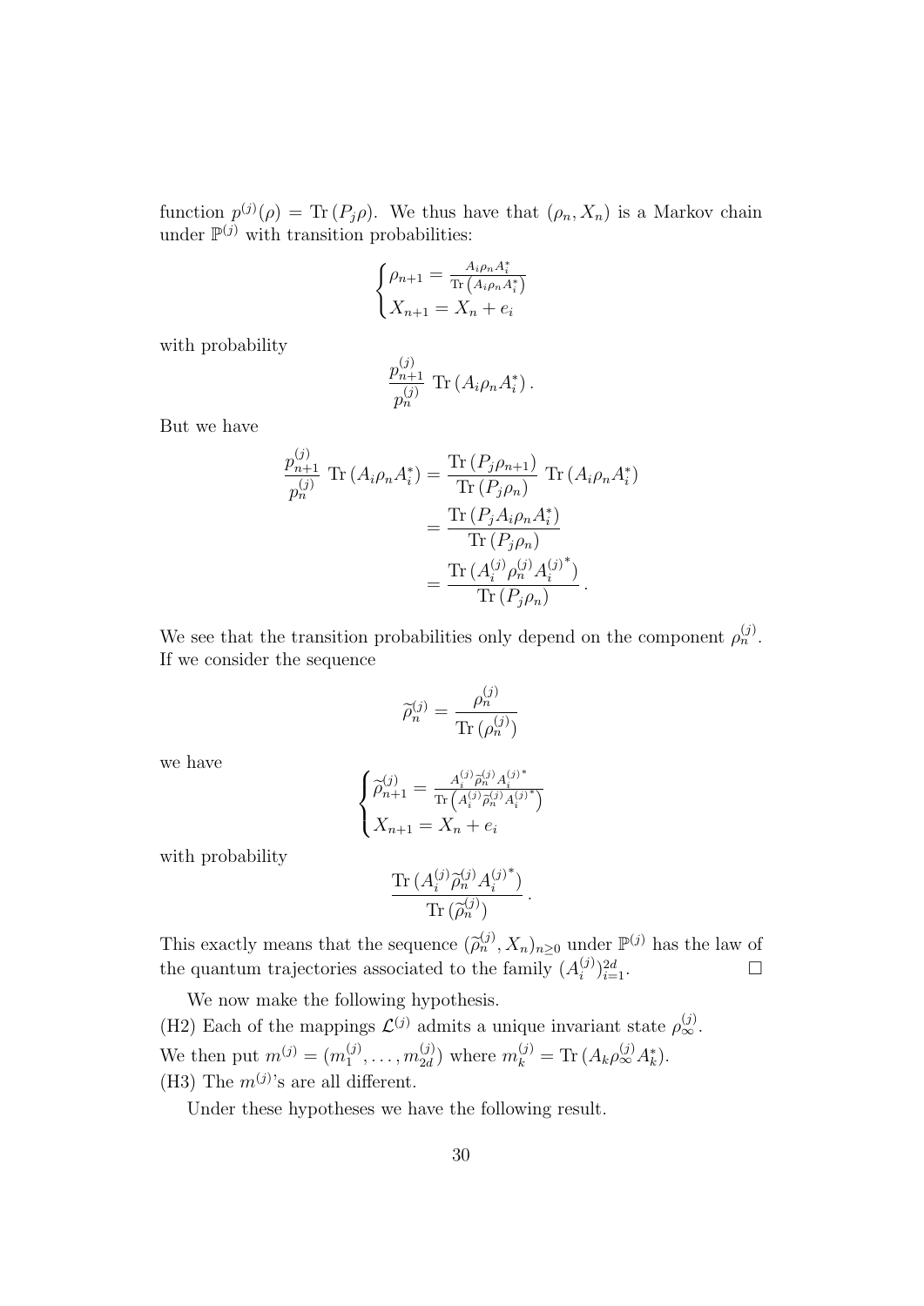function $p^{(j)}(\rho) = \text{Tr}\,(P_j \rho)$. We thus have that $(\rho_n, X_n)$ is a Markov chain under $\mathbb{P}^{(j)}$ with transition probabilities:

$$\begin{cases} \rho_{n+1} = \frac{A_i \rho_n A_i^*}{\text{Tr}\left(A_i \rho_n A_i^*\right)} \\ X_{n+1} = X_n + e_i \end{cases}$$

with probability

$$\frac{p_{n+1}^{(j)}}{p_n^{(j)}}\ \text{Tr}\,(A_i \rho_n A_i^*)\,.$$

But we have

$$\begin{aligned} \frac{p_{n+1}^{(j)}}{p_n^{(j)}}\ \text{Tr}\,(A_i \rho_n A_i^*) &= \frac{\text{Tr}\,(P_j \rho_{n+1})}{\text{Tr}\,(P_j \rho_n)}\ \text{Tr}\,(A_i \rho_n A_i^*) \\ &= \frac{\text{Tr}\,(P_j A_i \rho_n A_i^*)}{\text{Tr}\,(P_j \rho_n)} \\ &= \frac{\text{Tr}\,(A_i^{(j)} \rho_n^{(j)} {A_i^{(j)}}^*)}{\text{Tr}\,(P_j \rho_n)}\,. \end{aligned}$$

We see that the transition probabilities only depend on the component $\rho_n^{(j)}$. If we consider the sequence

$$\widetilde{\rho}_n^{(j)} = \frac{\rho_n^{(j)}}{\text{Tr}\,(\rho_n^{(j)})}$$

we have

$$\begin{cases} \widetilde{\rho}_{n+1}^{(j)} = \frac{A_i^{(j)} \widetilde{\rho}_n^{(j)} {A_i^{(j)}}^*}{\text{Tr}\left(A_i^{(j)} \widetilde{\rho}_n^{(j)} {A_i^{(j)}}^*\right)} \\ X_{n+1} = X_n + e_i \end{cases}$$

with probability

$$\frac{\text{Tr}\,(A_i^{(j)} \widetilde{\rho}_n^{(j)} {A_i^{(j)}}^*)}{\text{Tr}\,(\widetilde{\rho}_n^{(j)})}\,.$$

This exactly means that the sequence $(\widetilde{\rho}_n^{(j)}, X_n)_{n\geq 0}$ under $\mathbb{P}^{(j)}$ has the law of the quantum trajectories associated to the family $(A_i^{(j)})_{i=1}^{2d}$. □

We now make the following hypothesis.

(H2) Each of the mappings $\mathcal{L}^{(j)}$ admits a unique invariant state $\rho_\infty^{(j)}$.

We then put $m^{(j)} = (m_1^{(j)}, \ldots, m_{2d}^{(j)})$ where $m_k^{(j)} = \text{Tr}\,(A_k \rho_\infty^{(j)} A_k^*)$.

(H3) The $m^{(j)}$'s are all different.

Under these hypotheses we have the following result.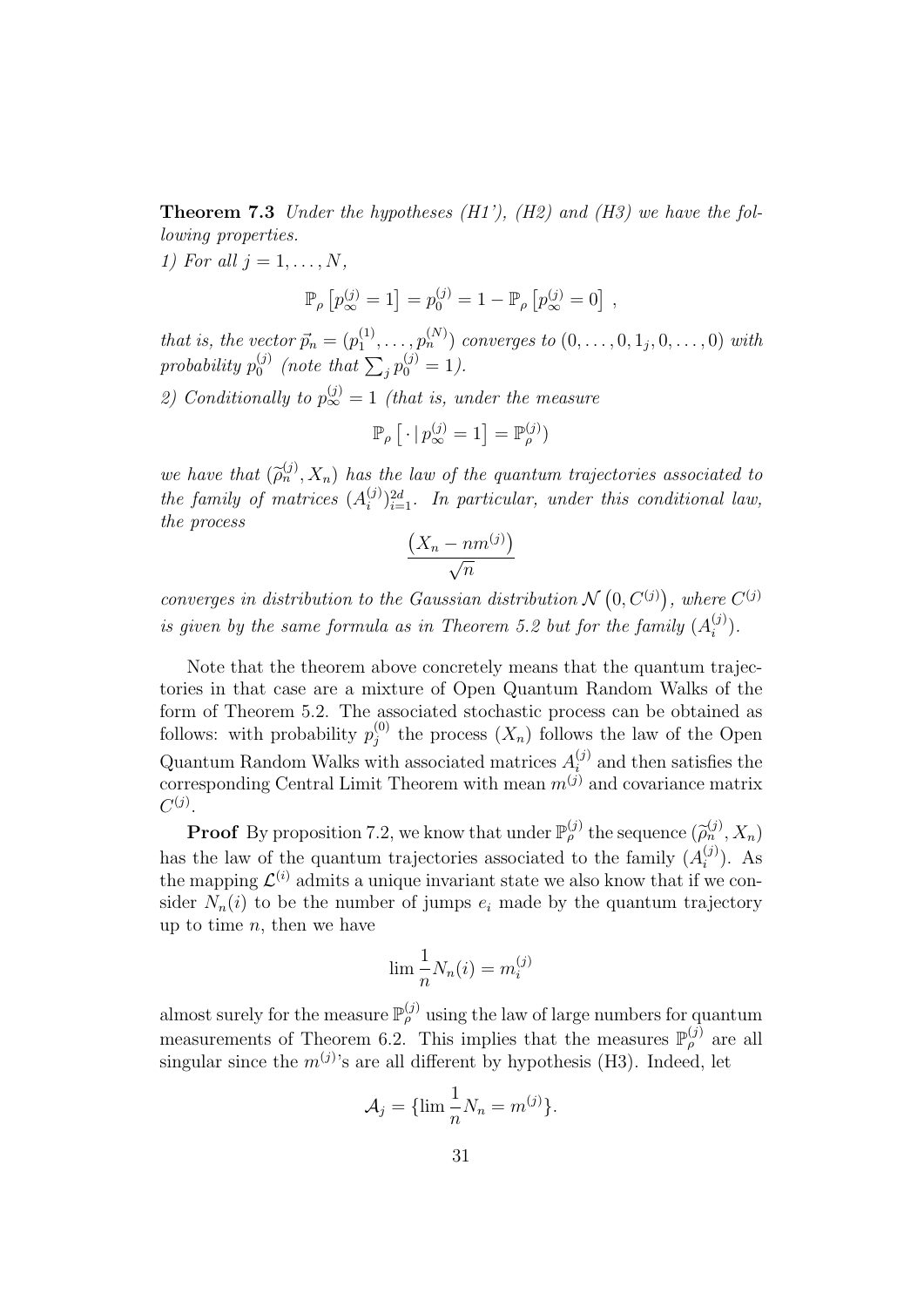**Theorem 7.3** *Under the hypotheses (H1'), (H2) and (H3) we have the following properties.*

*1) For all $j = 1, \dots, N$,*

$$\mathbb{P}_\rho \left[ p_\infty^{(j)} = 1 \right] = p_0^{(j)} = 1 - \mathbb{P}_\rho \left[ p_\infty^{(j)} = 0 \right] \,,$$

*that is, the vector $\vec{p}_n = (p_1^{(1)}, \dots, p_n^{(N)})$ converges to $(0, \dots, 0, 1_j, 0, \dots, 0)$ with probability $p_0^{(j)}$ (note that $\sum_j p_0^{(j)} = 1$).*

*2) Conditionally to $p_\infty^{(j)} = 1$ (that is, under the measure*

$$\mathbb{P}_\rho \left[ \, \cdot \, | \, p_\infty^{(j)} = 1 \right] = \mathbb{P}_\rho^{(j)})$$

*we have that $(\widetilde{\rho}_n^{(j)}, X_n)$ has the law of the quantum trajectories associated to the family of matrices $(A_i^{(j)})_{i=1}^{2d}$. In particular, under this conditional law, the process*

$$\frac{\left( X_n - n m^{(j)} \right)}{\sqrt{n}}$$

*converges in distribution to the Gaussian distribution $\mathcal{N}\left(0, C^{(j)}\right)$, where $C^{(j)}$ is given by the same formula as in Theorem 5.2 but for the family $(A_i^{(j)})$.*

Note that the theorem above concretely means that the quantum trajectories in that case are a mixture of Open Quantum Random Walks of the form of Theorem 5.2. The associated stochastic process can be obtained as follows: with probability $p_j^{(0)}$ the process $(X_n)$ follows the law of the Open Quantum Random Walks with associated matrices $A_i^{(j)}$ and then satisfies the corresponding Central Limit Theorem with mean $m^{(j)}$ and covariance matrix $C^{(j)}$.

**Proof** By proposition 7.2, we know that under $\mathbb{P}_\rho^{(j)}$ the sequence $(\widetilde{\rho}_n^{(j)}, X_n)$ has the law of the quantum trajectories associated to the family $(A_i^{(j)})$. As the mapping $\mathcal{L}^{(i)}$ admits a unique invariant state we also know that if we consider $N_n(i)$ to be the number of jumps $e_i$ made by the quantum trajectory up to time $n$, then we have

$$\lim \frac{1}{n} N_n(i) = m_i^{(j)}$$

almost surely for the measure $\mathbb{P}_\rho^{(j)}$ using the law of large numbers for quantum measurements of Theorem 6.2. This implies that the measures $\mathbb{P}_\rho^{(j)}$ are all singular since the $m^{(j)}$'s are all different by hypothesis (H3). Indeed, let

$$\mathcal{A}_j = \{ \lim \frac{1}{n} N_n = m^{(j)} \}.$$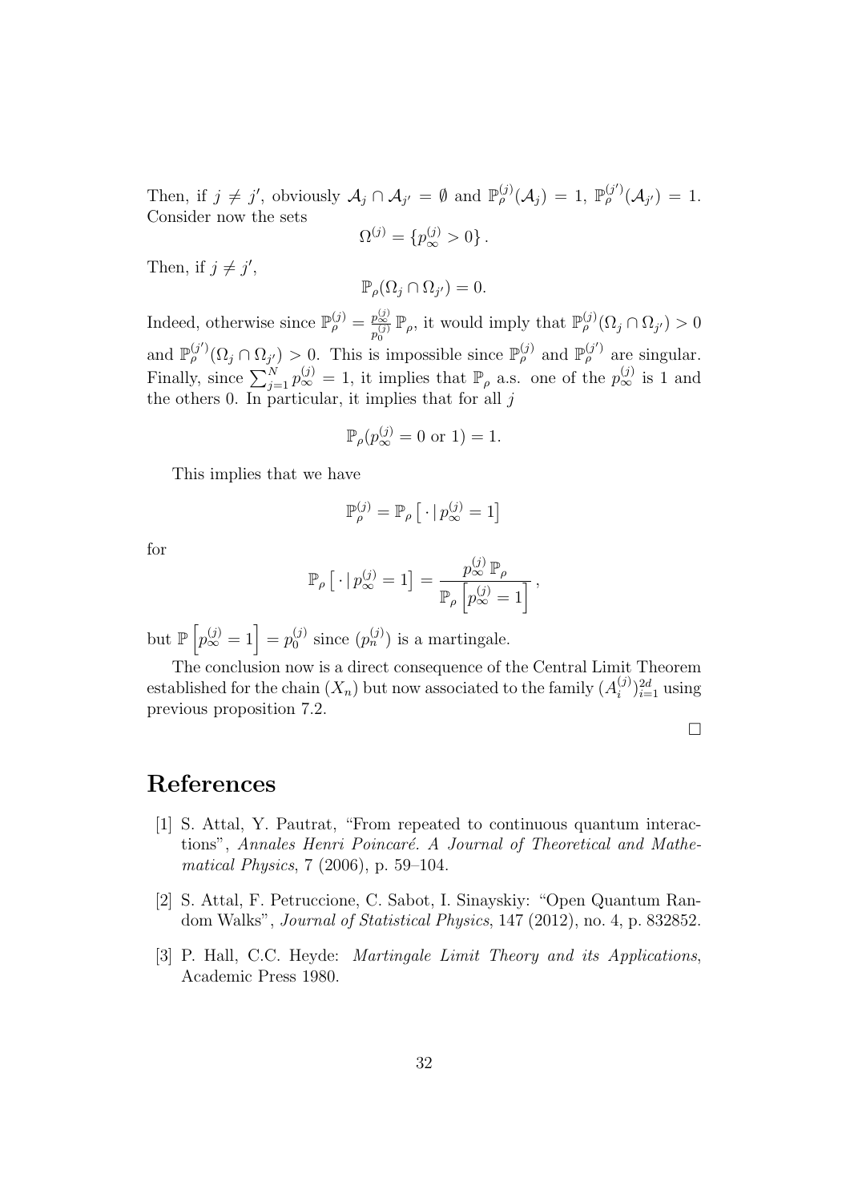Then, if $j \neq j'$, obviously $\mathcal{A}_j \cap \mathcal{A}_{j'} = \emptyset$ and $\mathbb{P}_\rho^{(j)}(\mathcal{A}_j) = 1$, $\mathbb{P}_\rho^{(j')}(\mathcal{A}_{j'}) = 1$. Consider now the sets

$$\Omega^{(j)} = \{p_\infty^{(j)} > 0\} .$$

Then, if $j \neq j'$,

$$\mathbb{P}_\rho(\Omega_j \cap \Omega_{j'}) = 0.$$

Indeed, otherwise since $\mathbb{P}_\rho^{(j)} = \frac{p_\infty^{(j)}}{p_0^{(j)}} \mathbb{P}_\rho$, it would imply that $\mathbb{P}_\rho^{(j)}(\Omega_j \cap \Omega_{j'}) > 0$ and $\mathbb{P}_\rho^{(j')}(\Omega_j \cap \Omega_{j'}) > 0$. This is impossible since $\mathbb{P}_\rho^{(j)}$ and $\mathbb{P}_\rho^{(j')}$ are singular. Finally, since $\sum_{j=1}^N p_\infty^{(j)} = 1$, it implies that $\mathbb{P}_\rho$ a.s. one of the $p_\infty^{(j)}$ is 1 and the others 0. In particular, it implies that for all $j$

$$\mathbb{P}_\rho(p_\infty^{(j)} = 0 \text{ or } 1) = 1.$$

This implies that we have

$$\mathbb{P}_\rho^{(j)} = \mathbb{P}_\rho\left[\,\cdot\,|\, p_\infty^{(j)} = 1\right]$$

for

$$\mathbb{P}_\rho\left[\,\cdot\,|\, p_\infty^{(j)} = 1\right] = \frac{p_\infty^{(j)}\,\mathbb{P}_\rho}{\mathbb{P}_\rho\left[p_\infty^{(j)} = 1\right]} ,$$

but $\mathbb{P}\left[p_\infty^{(j)} = 1\right] = p_0^{(j)}$ since $(p_n^{(j)})$ is a martingale.

The conclusion now is a direct consequence of the Central Limit Theorem established for the chain $(X_n)$ but now associated to the family $(A_i^{(j)})_{i=1}^{2d}$ using previous proposition 7.2.

□

# References

[1] S. Attal, Y. Pautrat, "From repeated to continuous quantum interactions", *Annales Henri Poincaré. A Journal of Theoretical and Mathematical Physics*, 7 (2006), p. 59–104.

[2] S. Attal, F. Petruccione, C. Sabot, I. Sinayskiy: "Open Quantum Random Walks", *Journal of Statistical Physics*, 147 (2012), no. 4, p. 832852.

[3] P. Hall, C.C. Heyde: *Martingale Limit Theory and its Applications*, Academic Press 1980.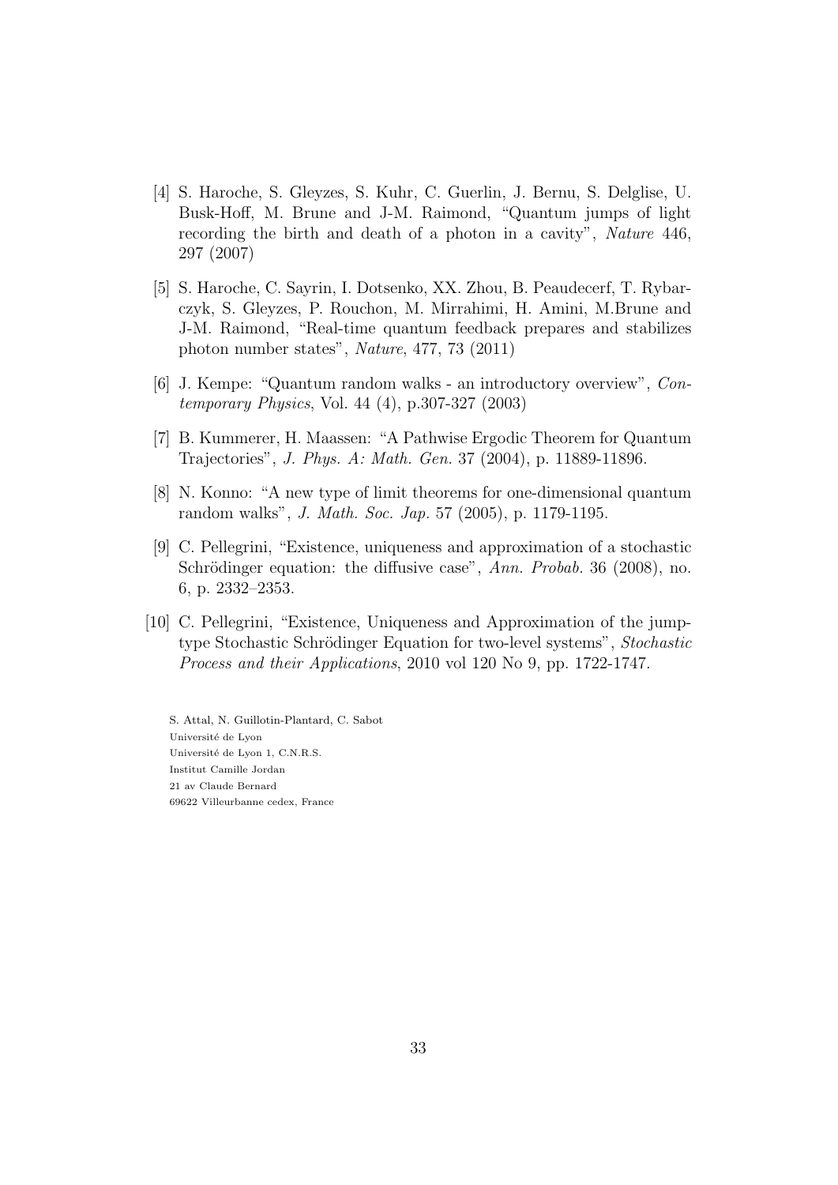[4] S. Haroche, S. Gleyzes, S. Kuhr, C. Guerlin, J. Bernu, S. Delglise, U. Busk-Hoff, M. Brune and J-M. Raimond, "Quantum jumps of light recording the birth and death of a photon in a cavity", *Nature* 446, 297 (2007)

[5] S. Haroche, C. Sayrin, I. Dotsenko, XX. Zhou, B. Peaudecerf, T. Rybarczyk, S. Gleyzes, P. Rouchon, M. Mirrahimi, H. Amini, M.Brune and J-M. Raimond, "Real-time quantum feedback prepares and stabilizes photon number states", *Nature*, 477, 73 (2011)

[6] J. Kempe: "Quantum random walks - an introductory overview", *Contemporary Physics*, Vol. 44 (4), p.307-327 (2003)

[7] B. Kummerer, H. Maassen: "A Pathwise Ergodic Theorem for Quantum Trajectories", *J. Phys. A: Math. Gen.* 37 (2004), p. 11889-11896.

[8] N. Konno: "A new type of limit theorems for one-dimensional quantum random walks", *J. Math. Soc. Jap.* 57 (2005), p. 1179-1195.

[9] C. Pellegrini, "Existence, uniqueness and approximation of a stochastic Schrödinger equation: the diffusive case", *Ann. Probab.* 36 (2008), no. 6, p. 2332–2353.

[10] C. Pellegrini, "Existence, Uniqueness and Approximation of the jump-type Stochastic Schrödinger Equation for two-level systems", *Stochastic Process and their Applications*, 2010 vol 120 No 9, pp. 1722-1747.

S. Attal, N. Guillotin-Plantard, C. Sabot
Université de Lyon
Université de Lyon 1, C.N.R.S.
Institut Camille Jordan
21 av Claude Bernard
69622 Villeurbanne cedex, France